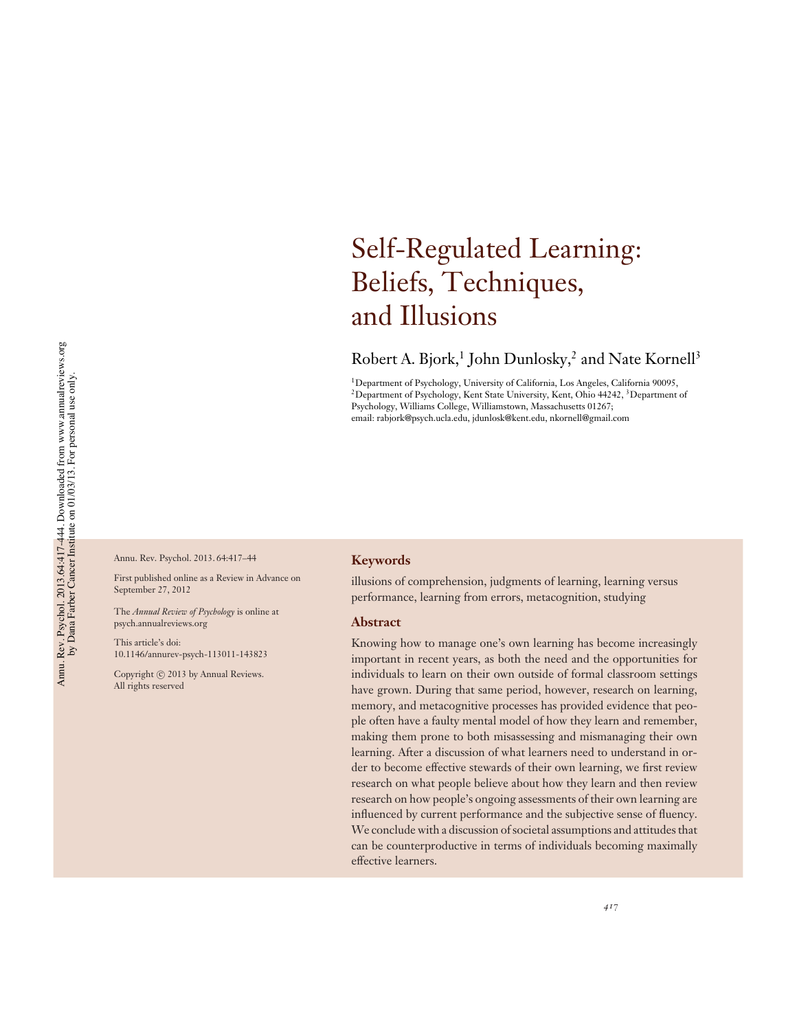# Self-Regulated Learning: Beliefs, Techniques, and Illusions

Robert A. Bjork,[1] John Dunlosky,[2] and Nate Kornell[3]

[1]Department of Psychology, University of California, Los Angeles, California 90095, [2]Department of Psychology, Kent State University, Kent, Ohio 44242, [3]Department of Psychology, Williams College, Williamstown, Massachusetts 01267; email: rabjork@psych.ucla.edu, jdunlosk@kent.edu, nkornell@gmail.com

Annu. Rev. Psychol. 2013. 64:417–44

First published online as a Review in Advance on September 27, 2012

The *Annual Review of Psychology* is online at psych.annualreviews.org

This article's doi: 10.1146/annurev-psych-113011-143823

Copyright © 2013 by Annual Reviews. All rights reserved

## Keywords

illusions of comprehension, judgments of learning, learning versus performance, learning from errors, metacognition, studying

## Abstract

Knowing how to manage one's own learning has become increasingly important in recent years, as both the need and the opportunities for individuals to learn on their own outside of formal classroom settings have grown. During that same period, however, research on learning, memory, and metacognitive processes has provided evidence that people often have a faulty mental model of how they learn and remember, making them prone to both misassessing and mismanaging their own learning. After a discussion of what learners need to understand in order to become effective stewards of their own learning, we first review research on what people believe about how they learn and then review research on how people's ongoing assessments of their own learning are influenced by current performance and the subjective sense of fluency. We conclude with a discussion of societal assumptions and attitudes that can be counterproductive in terms of individuals becoming maximally effective learners.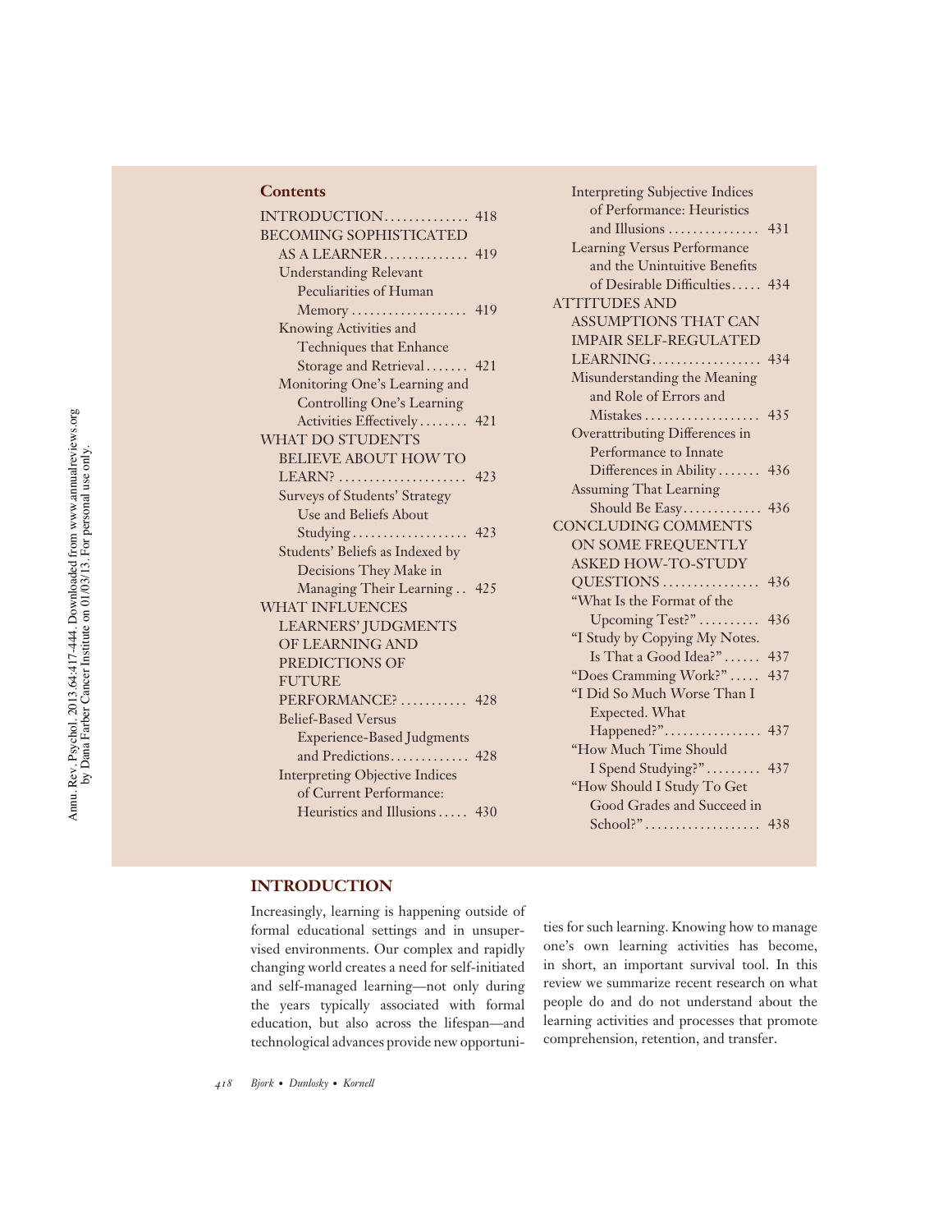**Contents**

- INTRODUCTION .............. 418
- BECOMING SOPHISTICATED AS A LEARNER .............. 419
  - Understanding Relevant Peculiarities of Human Memory .................. 419
  - Knowing Activities and Techniques that Enhance Storage and Retrieval ....... 421
  - Monitoring One's Learning and Controlling One's Learning Activities Effectively ........ 421
- WHAT DO STUDENTS BELIEVE ABOUT HOW TO LEARN? .................... 423
  - Surveys of Students' Strategy Use and Beliefs About Studying .................. 423
  - Students' Beliefs as Indexed by Decisions They Make in Managing Their Learning .. 425
- WHAT INFLUENCES LEARNERS' JUDGMENTS OF LEARNING AND PREDICTIONS OF FUTURE PERFORMANCE? ........... 428
  - Belief-Based Versus Experience-Based Judgments and Predictions ............. 428
  - Interpreting Objective Indices of Current Performance: Heuristics and Illusions ..... 430
  - Interpreting Subjective Indices of Performance: Heuristics and Illusions ............... 431
  - Learning Versus Performance and the Unintuitive Benefits of Desirable Difficulties ..... 434
- ATTITUDES AND ASSUMPTIONS THAT CAN IMPAIR SELF-REGULATED LEARNING .................. 434
  - Misunderstanding the Meaning and Role of Errors and Mistakes .................. 435
  - Overattributing Differences in Performance to Innate Differences in Ability ....... 436
  - Assuming That Learning Should Be Easy ............. 436
- CONCLUDING COMMENTS ON SOME FREQUENTLY ASKED HOW-TO-STUDY QUESTIONS ................ 436
  - "What Is the Format of the Upcoming Test?" .......... 436
  - "I Study by Copying My Notes. Is That a Good Idea?" ...... 437
  - "Does Cramming Work?" ..... 437
  - "I Did So Much Worse Than I Expected. What Happened?" ................ 437
  - "How Much Time Should I Spend Studying?" ......... 437
  - "How Should I Study To Get Good Grades and Succeed in School?" .................. 438

## INTRODUCTION

Increasingly, learning is happening outside of formal educational settings and in unsupervised environments. Our complex and rapidly changing world creates a need for self-initiated and self-managed learning—not only during the years typically associated with formal education, but also across the lifespan—and technological advances provide new opportunities for such learning. Knowing how to manage one's own learning activities has become, in short, an important survival tool. In this review we summarize recent research on what people do and do not understand about the learning activities and processes that promote comprehension, retention, and transfer.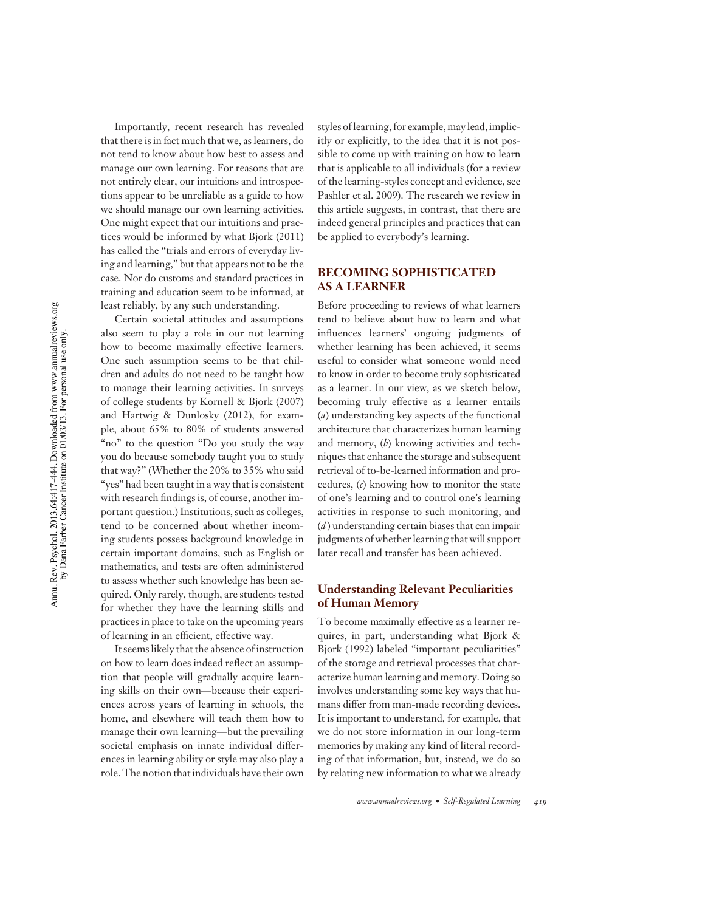Importantly, recent research has revealed that there is in fact much that we, as learners, do not tend to know about how best to assess and manage our own learning. For reasons that are not entirely clear, our intuitions and introspections appear to be unreliable as a guide to how we should manage our own learning activities. One might expect that our intuitions and practices would be informed by what Bjork (2011) has called the "trials and errors of everyday living and learning," but that appears not to be the case. Nor do customs and standard practices in training and education seem to be informed, at least reliably, by any such understanding.

Certain societal attitudes and assumptions also seem to play a role in our not learning how to become maximally effective learners. One such assumption seems to be that children and adults do not need to be taught how to manage their learning activities. In surveys of college students by Kornell & Bjork (2007) and Hartwig & Dunlosky (2012), for example, about 65% to 80% of students answered "no" to the question "Do you study the way you do because somebody taught you to study that way?" (Whether the 20% to 35% who said "yes" had been taught in a way that is consistent with research findings is, of course, another important question.) Institutions, such as colleges, tend to be concerned about whether incoming students possess background knowledge in certain important domains, such as English or mathematics, and tests are often administered to assess whether such knowledge has been acquired. Only rarely, though, are students tested for whether they have the learning skills and practices in place to take on the upcoming years of learning in an efficient, effective way.

It seems likely that the absence of instruction on how to learn does indeed reflect an assumption that people will gradually acquire learning skills on their own—because their experiences across years of learning in schools, the home, and elsewhere will teach them how to manage their own learning—but the prevailing societal emphasis on innate individual differences in learning ability or style may also play a role. The notion that individuals have their own styles of learning, for example, may lead, implicitly or explicitly, to the idea that it is not possible to come up with training on how to learn that is applicable to all individuals (for a review of the learning-styles concept and evidence, see Pashler et al. 2009). The research we review in this article suggests, in contrast, that there are indeed general principles and practices that can be applied to everybody's learning.

## BECOMING SOPHISTICATED AS A LEARNER

Before proceeding to reviews of what learners tend to believe about how to learn and what influences learners' ongoing judgments of whether learning has been achieved, it seems useful to consider what someone would need to know in order to become truly sophisticated as a learner. In our view, as we sketch below, becoming truly effective as a learner entails (*a*) understanding key aspects of the functional architecture that characterizes human learning and memory, (*b*) knowing activities and techniques that enhance the storage and subsequent retrieval of to-be-learned information and procedures, (*c*) knowing how to monitor the state of one's learning and to control one's learning activities in response to such monitoring, and (*d*) understanding certain biases that can impair judgments of whether learning that will support later recall and transfer has been achieved.

### Understanding Relevant Peculiarities of Human Memory

To become maximally effective as a learner requires, in part, understanding what Bjork & Bjork (1992) labeled "important peculiarities" of the storage and retrieval processes that characterize human learning and memory. Doing so involves understanding some key ways that humans differ from man-made recording devices. It is important to understand, for example, that we do not store information in our long-term memories by making any kind of literal recording of that information, but, instead, we do so by relating new information to what we already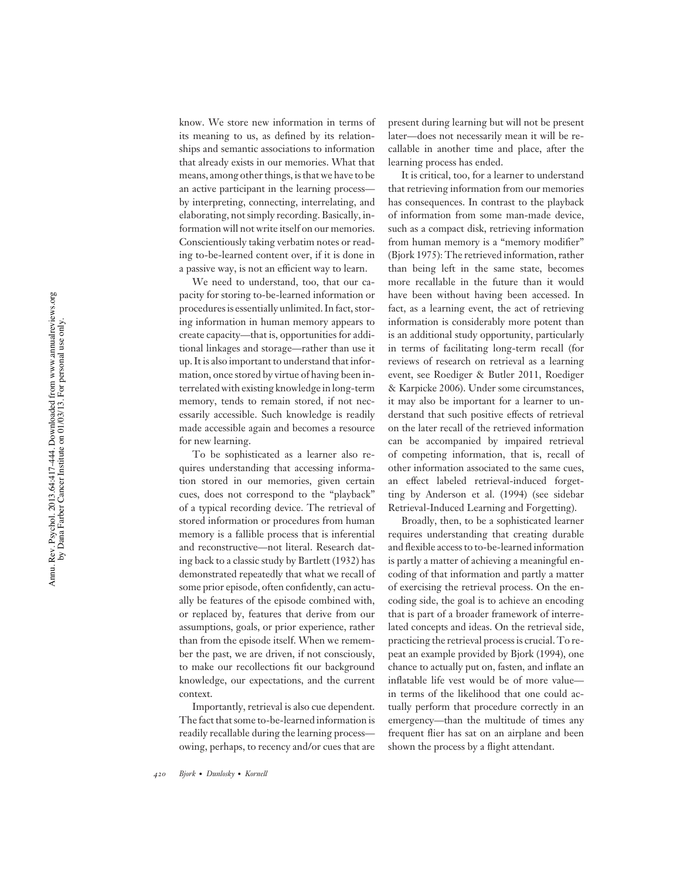know. We store new information in terms of its meaning to us, as defined by its relationships and semantic associations to information that already exists in our memories. What that means, among other things, is that we have to be an active participant in the learning process—by interpreting, connecting, interrelating, and elaborating, not simply recording. Basically, information will not write itself on our memories. Conscientiously taking verbatim notes or reading to-be-learned content over, if it is done in a passive way, is not an efficient way to learn.

We need to understand, too, that our capacity for storing to-be-learned information or procedures is essentially unlimited. In fact, storing information in human memory appears to create capacity—that is, opportunities for additional linkages and storage—rather than use it up. It is also important to understand that information, once stored by virtue of having been interrelated with existing knowledge in long-term memory, tends to remain stored, if not necessarily accessible. Such knowledge is readily made accessible again and becomes a resource for new learning.

To be sophisticated as a learner also requires understanding that accessing information stored in our memories, given certain cues, does not correspond to the "playback" of a typical recording device. The retrieval of stored information or procedures from human memory is a fallible process that is inferential and reconstructive—not literal. Research dating back to a classic study by Bartlett (1932) has demonstrated repeatedly that what we recall of some prior episode, often confidently, can actually be features of the episode combined with, or replaced by, features that derive from our assumptions, goals, or prior experience, rather than from the episode itself. When we remember the past, we are driven, if not consciously, to make our recollections fit our background knowledge, our expectations, and the current context.

Importantly, retrieval is also cue dependent. The fact that some to-be-learned information is readily recallable during the learning process—owing, perhaps, to recency and/or cues that are present during learning but will not be present later—does not necessarily mean it will be recallable in another time and place, after the learning process has ended.

It is critical, too, for a learner to understand that retrieving information from our memories has consequences. In contrast to the playback of information from some man-made device, such as a compact disk, retrieving information from human memory is a "memory modifier" (Bjork 1975): The retrieved information, rather than being left in the same state, becomes more recallable in the future than it would have been without having been accessed. In fact, as a learning event, the act of retrieving information is considerably more potent than is an additional study opportunity, particularly in terms of facilitating long-term recall (for reviews of research on retrieval as a learning event, see Roediger & Butler 2011, Roediger & Karpicke 2006). Under some circumstances, it may also be important for a learner to understand that such positive effects of retrieval on the later recall of the retrieved information can be accompanied by impaired retrieval of competing information, that is, recall of other information associated to the same cues, an effect labeled retrieval-induced forgetting by Anderson et al. (1994) (see sidebar Retrieval-Induced Learning and Forgetting).

Broadly, then, to be a sophisticated learner requires understanding that creating durable and flexible access to to-be-learned information is partly a matter of achieving a meaningful encoding of that information and partly a matter of exercising the retrieval process. On the encoding side, the goal is to achieve an encoding that is part of a broader framework of interrelated concepts and ideas. On the retrieval side, practicing the retrieval process is crucial. To repeat an example provided by Bjork (1994), one chance to actually put on, fasten, and inflate an inflatable life vest would be of more value—in terms of the likelihood that one could actually perform that procedure correctly in an emergency—than the multitude of times any frequent flier has sat on an airplane and been shown the process by a flight attendant.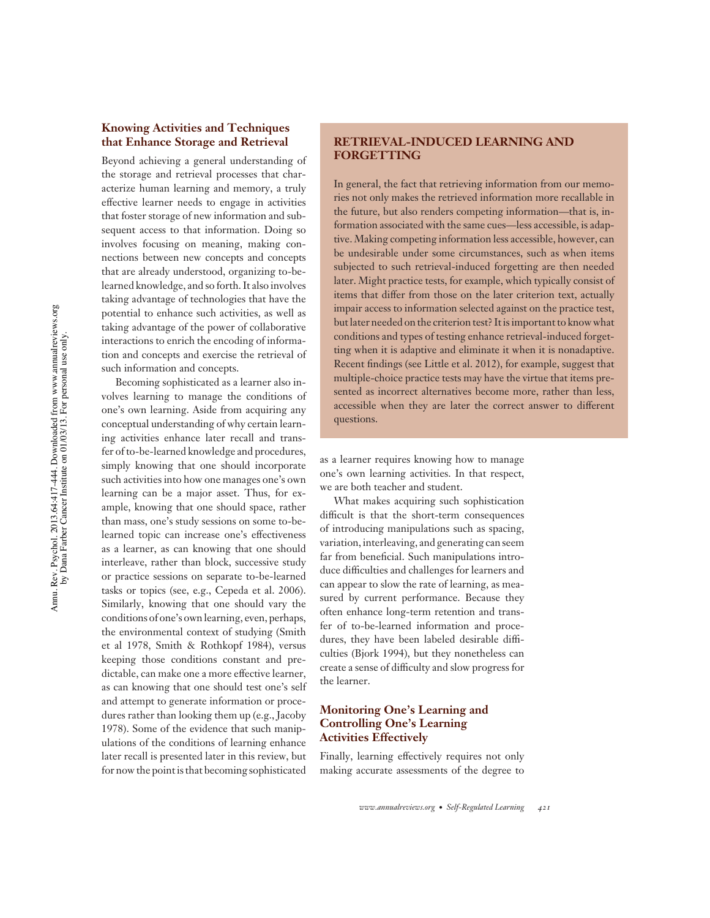### Knowing Activities and Techniques that Enhance Storage and Retrieval

Beyond achieving a general understanding of the storage and retrieval processes that characterize human learning and memory, a truly effective learner needs to engage in activities that foster storage of new information and subsequent access to that information. Doing so involves focusing on meaning, making connections between new concepts and concepts that are already understood, organizing to-be-learned knowledge, and so forth. It also involves taking advantage of technologies that have the potential to enhance such activities, as well as taking advantage of the power of collaborative interactions to enrich the encoding of information and concepts and exercise the retrieval of such information and concepts.

Becoming sophisticated as a learner also involves learning to manage the conditions of one's own learning. Aside from acquiring any conceptual understanding of why certain learning activities enhance later recall and transfer of to-be-learned knowledge and procedures, simply knowing that one should incorporate such activities into how one manages one's own learning can be a major asset. Thus, for example, knowing that one should space, rather than mass, one's study sessions on some to-be-learned topic can increase one's effectiveness as a learner, as can knowing that one should interleave, rather than block, successive study or practice sessions on separate to-be-learned tasks or topics (see, e.g., Cepeda et al. 2006). Similarly, knowing that one should vary the conditions of one's own learning, even, perhaps, the environmental context of studying (Smith et al 1978, Smith & Rothkopf 1984), versus keeping those conditions constant and predictable, can make one a more effective learner, as can knowing that one should test one's self and attempt to generate information or procedures rather than looking them up (e.g., Jacoby 1978). Some of the evidence that such manipulations of the conditions of learning enhance later recall is presented later in this review, but for now the point is that becoming sophisticated as a learner requires knowing how to manage one's own learning activities. In that respect, we are both teacher and student.

What makes acquiring such sophistication difficult is that the short-term consequences of introducing manipulations such as spacing, variation, interleaving, and generating can seem far from beneficial. Such manipulations introduce difficulties and challenges for learners and can appear to slow the rate of learning, as measured by current performance. Because they often enhance long-term retention and transfer of to-be-learned information and procedures, they have been labeled desirable difficulties (Bjork 1994), but they nonetheless can create a sense of difficulty and slow progress for the learner.

> **RETRIEVAL-INDUCED LEARNING AND FORGETTING**
>
> In general, the fact that retrieving information from our memories not only makes the retrieved information more recallable in the future, but also renders competing information—that is, information associated with the same cues—less accessible, is adaptive. Making competing information less accessible, however, can be undesirable under some circumstances, such as when items subjected to such retrieval-induced forgetting are then needed later. Might practice tests, for example, which typically consist of items that differ from those on the later criterion text, actually impair access to information selected against on the practice test, but later needed on the criterion test? It is important to know what conditions and types of testing enhance retrieval-induced forgetting when it is adaptive and eliminate it when it is nonadaptive. Recent findings (see Little et al. 2012), for example, suggest that multiple-choice practice tests may have the virtue that items presented as incorrect alternatives become more, rather than less, accessible when they are later the correct answer to different questions.

### Monitoring One's Learning and Controlling One's Learning Activities Effectively

Finally, learning effectively requires not only making accurate assessments of the degree to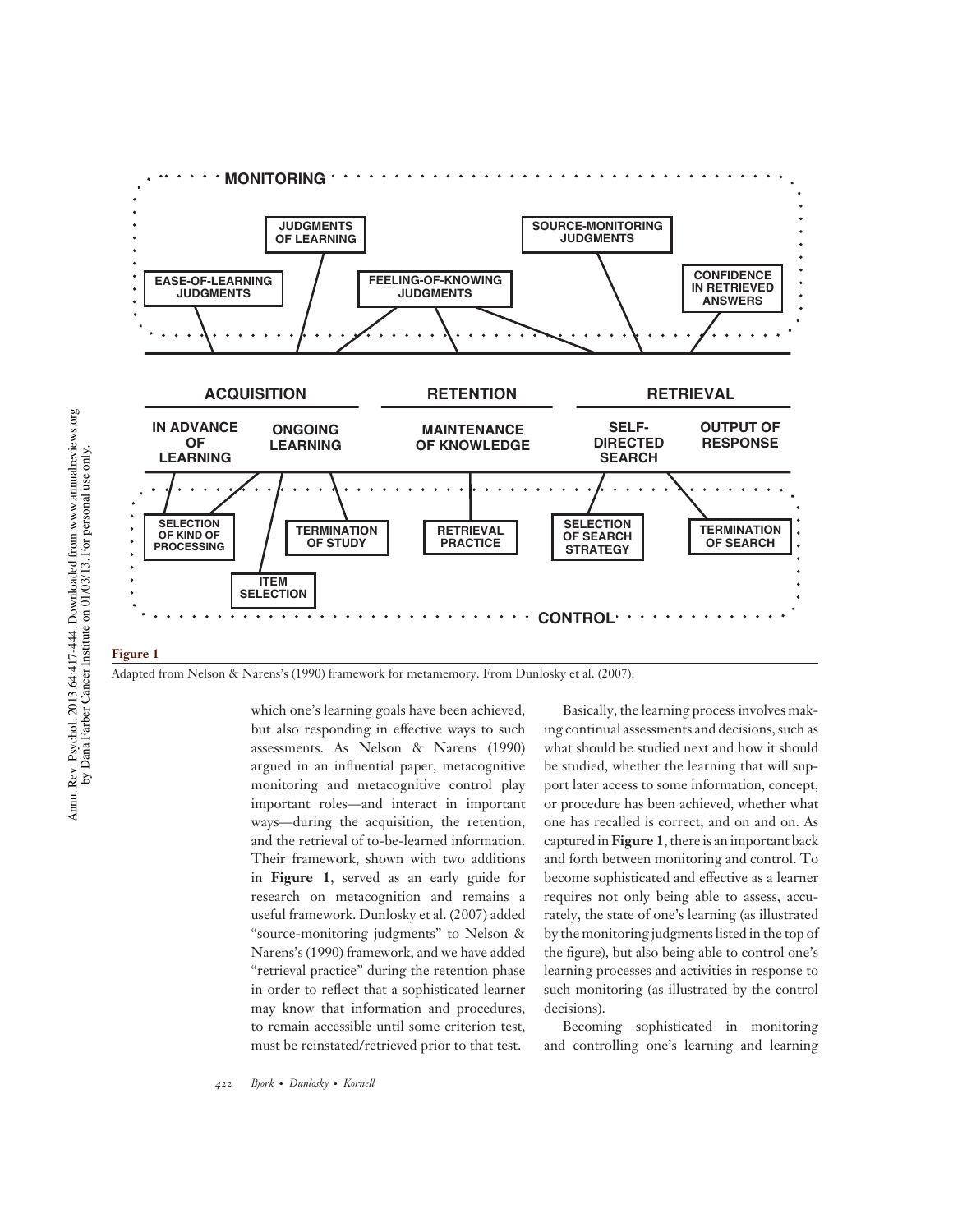MONITORING

| JUDGMENTS OF LEARNING | SOURCE-MONITORING JUDGMENTS |
|---|---|

EASE-OF-LEARNING JUDGMENTS — FEELING-OF-KNOWING JUDGMENTS — CONFIDENCE IN RETRIEVED ANSWERS

| ACQUISITION | | RETENTION | RETRIEVAL | |
|---|---|---|---|---|
| IN ADVANCE OF LEARNING | ONGOING LEARNING | MAINTENANCE OF KNOWLEDGE | SELF-DIRECTED SEARCH | OUTPUT OF RESPONSE |

SELECTION OF KIND OF PROCESSING — ITEM SELECTION — TERMINATION OF STUDY — RETRIEVAL PRACTICE — SELECTION OF SEARCH STRATEGY — TERMINATION OF SEARCH

CONTROL

**Figure 1**

Adapted from Nelson & Narens's (1990) framework for metamemory. From Dunlosky et al. (2007).

which one's learning goals have been achieved, but also responding in effective ways to such assessments. As Nelson & Narens (1990) argued in an influential paper, metacognitive monitoring and metacognitive control play important roles—and interact in important ways—during the acquisition, the retention, and the retrieval of to-be-learned information. Their framework, shown with two additions in **Figure 1**, served as an early guide for research on metacognition and remains a useful framework. Dunlosky et al. (2007) added "source-monitoring judgments" to Nelson & Narens's (1990) framework, and we have added "retrieval practice" during the retention phase in order to reflect that a sophisticated learner may know that information and procedures, to remain accessible until some criterion test, must be reinstated/retrieved prior to that test.

Basically, the learning process involves making continual assessments and decisions, such as what should be studied next and how it should be studied, whether the learning that will support later access to some information, concept, or procedure has been achieved, whether what one has recalled is correct, and on and on. As captured in **Figure 1**, there is an important back and forth between monitoring and control. To become sophisticated and effective as a learner requires not only being able to assess, accurately, the state of one's learning (as illustrated by the monitoring judgments listed in the top of the figure), but also being able to control one's learning processes and activities in response to such monitoring (as illustrated by the control decisions).

Becoming sophisticated in monitoring and controlling one's learning and learning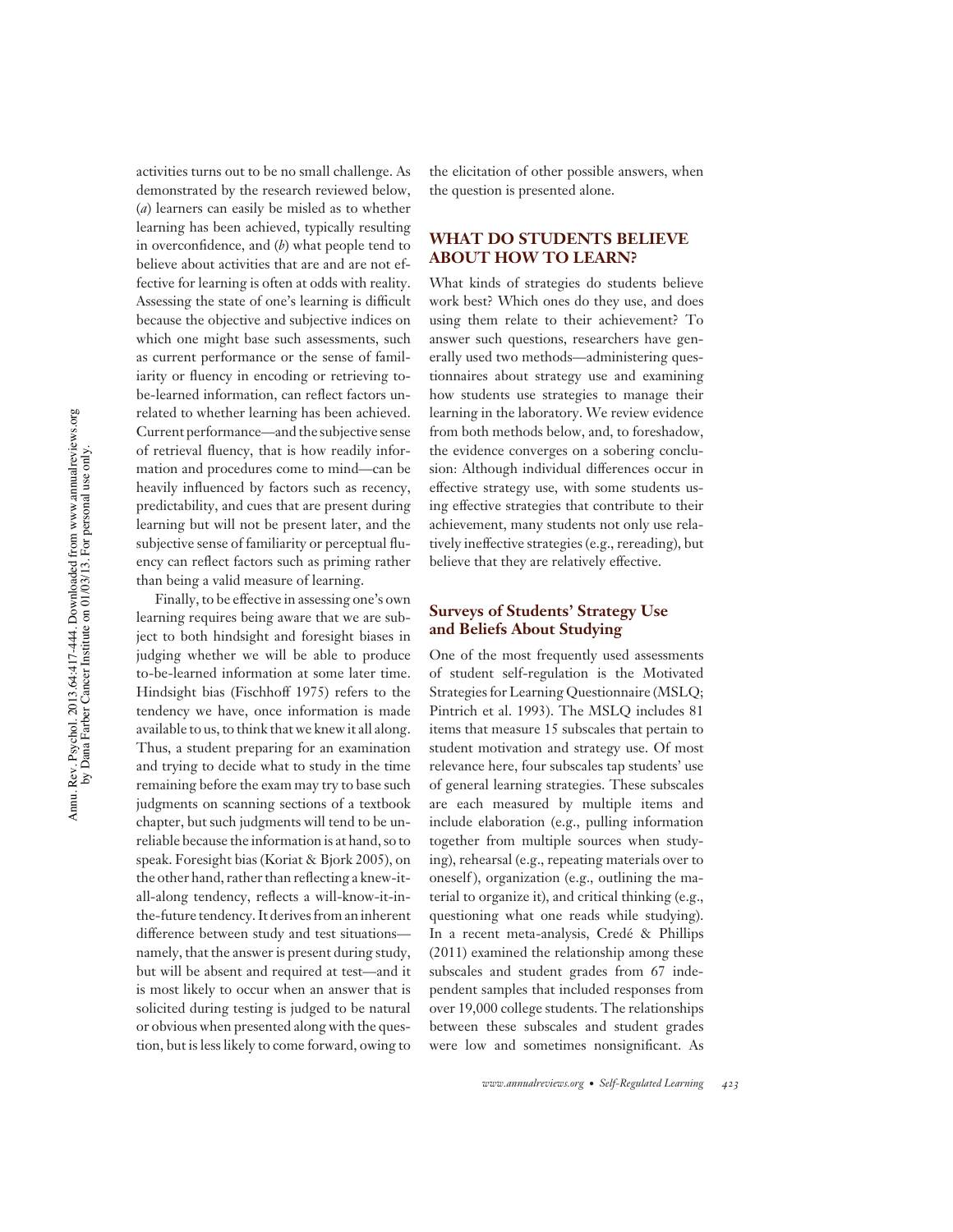activities turns out to be no small challenge. As demonstrated by the research reviewed below, (*a*) learners can easily be misled as to whether learning has been achieved, typically resulting in overconfidence, and (*b*) what people tend to believe about activities that are and are not effective for learning is often at odds with reality. Assessing the state of one's learning is difficult because the objective and subjective indices on which one might base such assessments, such as current performance or the sense of familiarity or fluency in encoding or retrieving to-be-learned information, can reflect factors unrelated to whether learning has been achieved. Current performance—and the subjective sense of retrieval fluency, that is how readily information and procedures come to mind—can be heavily influenced by factors such as recency, predictability, and cues that are present during learning but will not be present later, and the subjective sense of familiarity or perceptual fluency can reflect factors such as priming rather than being a valid measure of learning.

Finally, to be effective in assessing one's own learning requires being aware that we are subject to both hindsight and foresight biases in judging whether we will be able to produce to-be-learned information at some later time. Hindsight bias (Fischhoff 1975) refers to the tendency we have, once information is made available to us, to think that we knew it all along. Thus, a student preparing for an examination and trying to decide what to study in the time remaining before the exam may try to base such judgments on scanning sections of a textbook chapter, but such judgments will tend to be unreliable because the information is at hand, so to speak. Foresight bias (Koriat & Bjork 2005), on the other hand, rather than reflecting a knew-it-all-along tendency, reflects a will-know-it-in-the-future tendency. It derives from an inherent difference between study and test situations—namely, that the answer is present during study, but will be absent and required at test—and it is most likely to occur when an answer that is solicited during testing is judged to be natural or obvious when presented along with the question, but is less likely to come forward, owing to the elicitation of other possible answers, when the question is presented alone.

## WHAT DO STUDENTS BELIEVE ABOUT HOW TO LEARN?

What kinds of strategies do students believe work best? Which ones do they use, and does using them relate to their achievement? To answer such questions, researchers have generally used two methods—administering questionnaires about strategy use and examining how students use strategies to manage their learning in the laboratory. We review evidence from both methods below, and, to foreshadow, the evidence converges on a sobering conclusion: Although individual differences occur in effective strategy use, with some students using effective strategies that contribute to their achievement, many students not only use relatively ineffective strategies (e.g., rereading), but believe that they are relatively effective.

### Surveys of Students' Strategy Use and Beliefs About Studying

One of the most frequently used assessments of student self-regulation is the Motivated Strategies for Learning Questionnaire (MSLQ; Pintrich et al. 1993). The MSLQ includes 81 items that measure 15 subscales that pertain to student motivation and strategy use. Of most relevance here, four subscales tap students' use of general learning strategies. These subscales are each measured by multiple items and include elaboration (e.g., pulling information together from multiple sources when studying), rehearsal (e.g., repeating materials over to oneself), organization (e.g., outlining the material to organize it), and critical thinking (e.g., questioning what one reads while studying). In a recent meta-analysis, Credé & Phillips (2011) examined the relationship among these subscales and student grades from 67 independent samples that included responses from over 19,000 college students. The relationships between these subscales and student grades were low and sometimes nonsignificant. As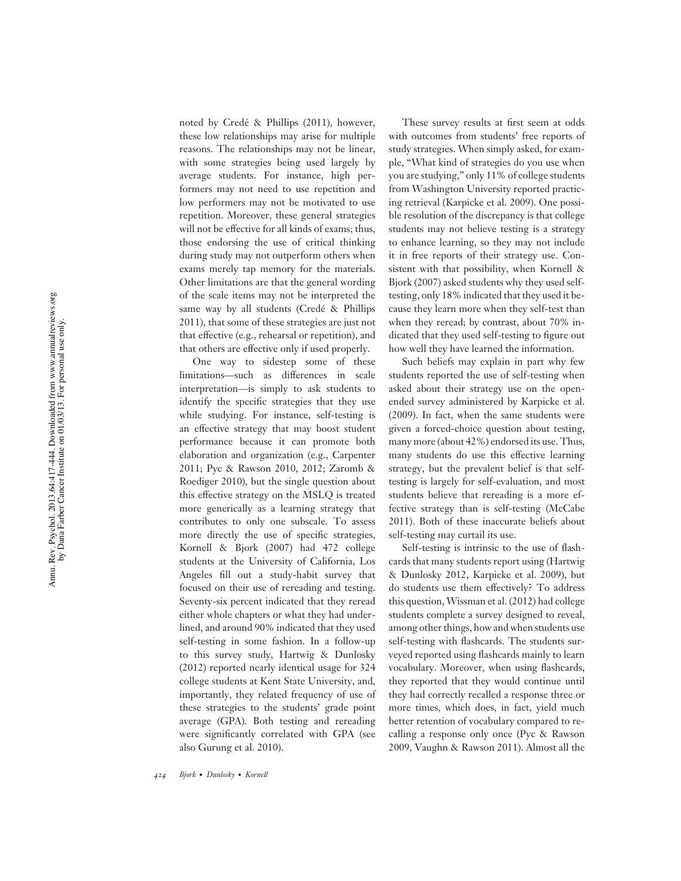noted by Credé & Phillips (2011), however, these low relationships may arise for multiple reasons. The relationships may not be linear, with some strategies being used largely by average students. For instance, high performers may not need to use repetition and low performers may not be motivated to use repetition. Moreover, these general strategies will not be effective for all kinds of exams; thus, those endorsing the use of critical thinking during study may not outperform others when exams merely tap memory for the materials. Other limitations are that the general wording of the scale items may not be interpreted the same way by all students (Credé & Phillips 2011), that some of these strategies are just not that effective (e.g., rehearsal or repetition), and that others are effective only if used properly.

One way to sidestep some of these limitations—such as differences in scale interpretation—is simply to ask students to identify the specific strategies that they use while studying. For instance, self-testing is an effective strategy that may boost student performance because it can promote both elaboration and organization (e.g., Carpenter 2011; Pyc & Rawson 2010, 2012; Zaromb & Roediger 2010), but the single question about this effective strategy on the MSLQ is treated more generically as a learning strategy that contributes to only one subscale. To assess more directly the use of specific strategies, Kornell & Bjork (2007) had 472 college students at the University of California, Los Angeles fill out a study-habit survey that focused on their use of rereading and testing. Seventy-six percent indicated that they reread either whole chapters or what they had underlined, and around 90% indicated that they used self-testing in some fashion. In a follow-up to this survey study, Hartwig & Dunlosky (2012) reported nearly identical usage for 324 college students at Kent State University, and, importantly, they related frequency of use of these strategies to the students' grade point average (GPA). Both testing and rereading were significantly correlated with GPA (see also Gurung et al. 2010).

These survey results at first seem at odds with outcomes from students' free reports of study strategies. When simply asked, for example, "What kind of strategies do you use when you are studying," only 11% of college students from Washington University reported practicing retrieval (Karpicke et al. 2009). One possible resolution of the discrepancy is that college students may not believe testing is a strategy to enhance learning, so they may not include it in free reports of their strategy use. Consistent with that possibility, when Kornell & Bjork (2007) asked students why they used self-testing, only 18% indicated that they used it because they learn more when they self-test than when they reread; by contrast, about 70% indicated that they used self-testing to figure out how well they have learned the information.

Such beliefs may explain in part why few students reported the use of self-testing when asked about their strategy use on the open-ended survey administered by Karpicke et al. (2009). In fact, when the same students were given a forced-choice question about testing, many more (about 42%) endorsed its use. Thus, many students do use this effective learning strategy, but the prevalent belief is that self-testing is largely for self-evaluation, and most students believe that rereading is a more effective strategy than is self-testing (McCabe 2011). Both of these inaccurate beliefs about self-testing may curtail its use.

Self-testing is intrinsic to the use of flashcards that many students report using (Hartwig & Dunlosky 2012, Karpicke et al. 2009), but do students use them effectively? To address this question, Wissman et al. (2012) had college students complete a survey designed to reveal, among other things, how and when students use self-testing with flashcards. The students surveyed reported using flashcards mainly to learn vocabulary. Moreover, when using flashcards, they reported that they would continue until they had correctly recalled a response three or more times, which does, in fact, yield much better retention of vocabulary compared to recalling a response only once (Pyc & Rawson 2009, Vaughn & Rawson 2011). Almost all the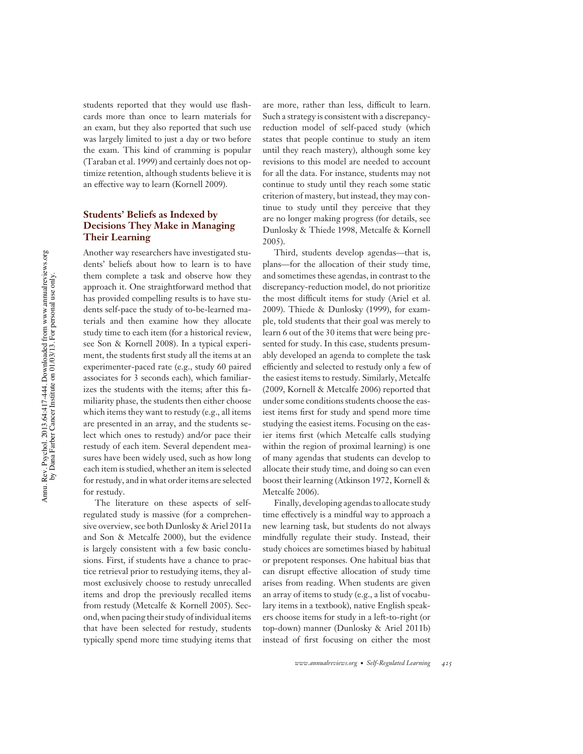students reported that they would use flashcards more than once to learn materials for an exam, but they also reported that such use was largely limited to just a day or two before the exam. This kind of cramming is popular (Taraban et al. 1999) and certainly does not optimize retention, although students believe it is an effective way to learn (Kornell 2009).

### Students' Beliefs as Indexed by Decisions They Make in Managing Their Learning

Another way researchers have investigated students' beliefs about how to learn is to have them complete a task and observe how they approach it. One straightforward method that has provided compelling results is to have students self-pace the study of to-be-learned materials and then examine how they allocate study time to each item (for a historical review, see Son & Kornell 2008). In a typical experiment, the students first study all the items at an experimenter-paced rate (e.g., study 60 paired associates for 3 seconds each), which familiarizes the students with the items; after this familiarity phase, the students then either choose which items they want to restudy (e.g., all items are presented in an array, and the students select which ones to restudy) and/or pace their restudy of each item. Several dependent measures have been widely used, such as how long each item is studied, whether an item is selected for restudy, and in what order items are selected for restudy.

The literature on these aspects of self-regulated study is massive (for a comprehensive overview, see both Dunlosky & Ariel 2011a and Son & Metcalfe 2000), but the evidence is largely consistent with a few basic conclusions. First, if students have a chance to practice retrieval prior to restudying items, they almost exclusively choose to restudy unrecalled items and drop the previously recalled items from restudy (Metcalfe & Kornell 2005). Second, when pacing their study of individual items that have been selected for restudy, students typically spend more time studying items that are more, rather than less, difficult to learn. Such a strategy is consistent with a discrepancy-reduction model of self-paced study (which states that people continue to study an item until they reach mastery), although some key revisions to this model are needed to account for all the data. For instance, students may not continue to study until they reach some static criterion of mastery, but instead, they may continue to study until they perceive that they are no longer making progress (for details, see Dunlosky & Thiede 1998, Metcalfe & Kornell 2005).

Third, students develop agendas—that is, plans—for the allocation of their study time, and sometimes these agendas, in contrast to the discrepancy-reduction model, do not prioritize the most difficult items for study (Ariel et al. 2009). Thiede & Dunlosky (1999), for example, told students that their goal was merely to learn 6 out of the 30 items that were being presented for study. In this case, students presumably developed an agenda to complete the task efficiently and selected to restudy only a few of the easiest items to restudy. Similarly, Metcalfe (2009, Kornell & Metcalfe 2006) reported that under some conditions students choose the easiest items first for study and spend more time studying the easiest items. Focusing on the easier items first (which Metcalfe calls studying within the region of proximal learning) is one of many agendas that students can develop to allocate their study time, and doing so can even boost their learning (Atkinson 1972, Kornell & Metcalfe 2006).

Finally, developing agendas to allocate study time effectively is a mindful way to approach a new learning task, but students do not always mindfully regulate their study. Instead, their study choices are sometimes biased by habitual or prepotent responses. One habitual bias that can disrupt effective allocation of study time arises from reading. When students are given an array of items to study (e.g., a list of vocabulary items in a textbook), native English speakers choose items for study in a left-to-right (or top-down) manner (Dunlosky & Ariel 2011b) instead of first focusing on either the most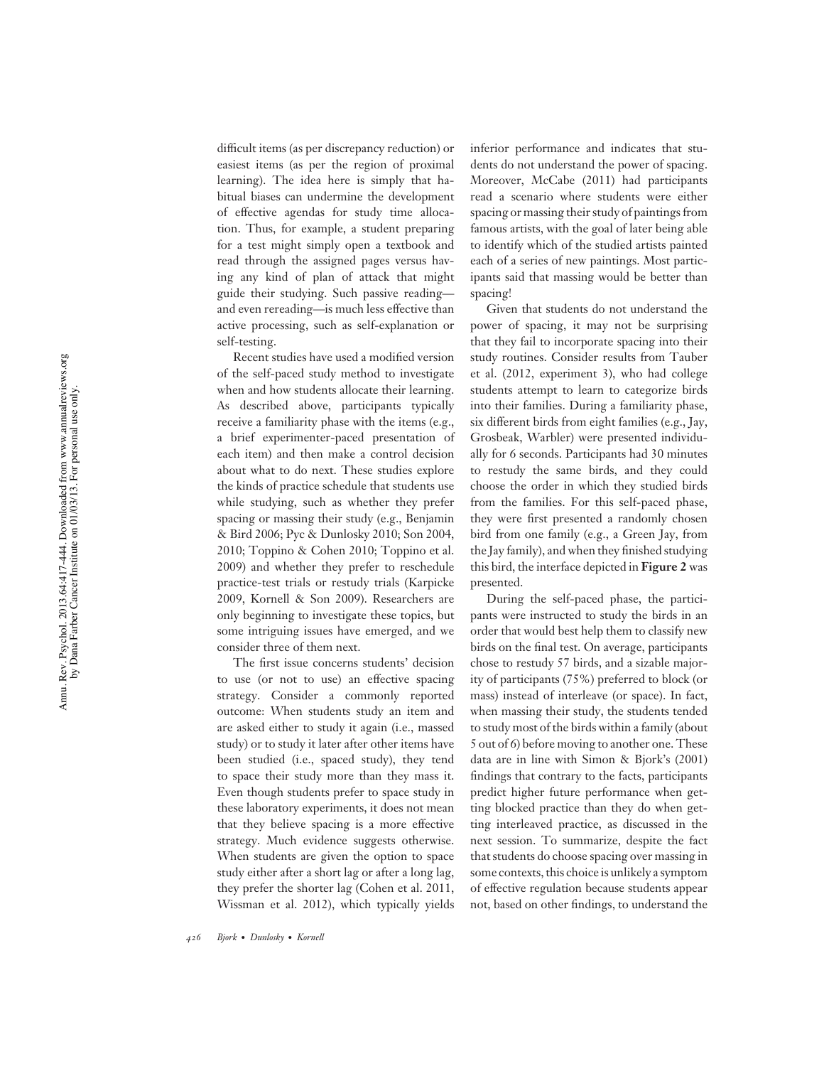difficult items (as per discrepancy reduction) or easiest items (as per the region of proximal learning). The idea here is simply that habitual biases can undermine the development of effective agendas for study time allocation. Thus, for example, a student preparing for a test might simply open a textbook and read through the assigned pages versus having any kind of plan of attack that might guide their studying. Such passive reading—and even rereading—is much less effective than active processing, such as self-explanation or self-testing.

Recent studies have used a modified version of the self-paced study method to investigate when and how students allocate their learning. As described above, participants typically receive a familiarity phase with the items (e.g., a brief experimenter-paced presentation of each item) and then make a control decision about what to do next. These studies explore the kinds of practice schedule that students use while studying, such as whether they prefer spacing or massing their study (e.g., Benjamin & Bird 2006; Pyc & Dunlosky 2010; Son 2004, 2010; Toppino & Cohen 2010; Toppino et al. 2009) and whether they prefer to reschedule practice-test trials or restudy trials (Karpicke 2009, Kornell & Son 2009). Researchers are only beginning to investigate these topics, but some intriguing issues have emerged, and we consider three of them next.

The first issue concerns students' decision to use (or not to use) an effective spacing strategy. Consider a commonly reported outcome: When students study an item and are asked either to study it again (i.e., massed study) or to study it later after other items have been studied (i.e., spaced study), they tend to space their study more than they mass it. Even though students prefer to space study in these laboratory experiments, it does not mean that they believe spacing is a more effective strategy. Much evidence suggests otherwise. When students are given the option to space study either after a short lag or after a long lag, they prefer the shorter lag (Cohen et al. 2011, Wissman et al. 2012), which typically yields inferior performance and indicates that students do not understand the power of spacing. Moreover, McCabe (2011) had participants read a scenario where students were either spacing or massing their study of paintings from famous artists, with the goal of later being able to identify which of the studied artists painted each of a series of new paintings. Most participants said that massing would be better than spacing!

Given that students do not understand the power of spacing, it may not be surprising that they fail to incorporate spacing into their study routines. Consider results from Tauber et al. (2012, experiment 3), who had college students attempt to learn to categorize birds into their families. During a familiarity phase, six different birds from eight families (e.g., Jay, Grosbeak, Warbler) were presented individually for 6 seconds. Participants had 30 minutes to restudy the same birds, and they could choose the order in which they studied birds from the families. For this self-paced phase, they were first presented a randomly chosen bird from one family (e.g., a Green Jay, from the Jay family), and when they finished studying this bird, the interface depicted in **Figure 2** was presented.

During the self-paced phase, the participants were instructed to study the birds in an order that would best help them to classify new birds on the final test. On average, participants chose to restudy 57 birds, and a sizable majority of participants (75%) preferred to block (or mass) instead of interleave (or space). In fact, when massing their study, the students tended to study most of the birds within a family (about 5 out of 6) before moving to another one. These data are in line with Simon & Bjork's (2001) findings that contrary to the facts, participants predict higher future performance when getting blocked practice than they do when getting interleaved practice, as discussed in the next session. To summarize, despite the fact that students do choose spacing over massing in some contexts, this choice is unlikely a symptom of effective regulation because students appear not, based on other findings, to understand the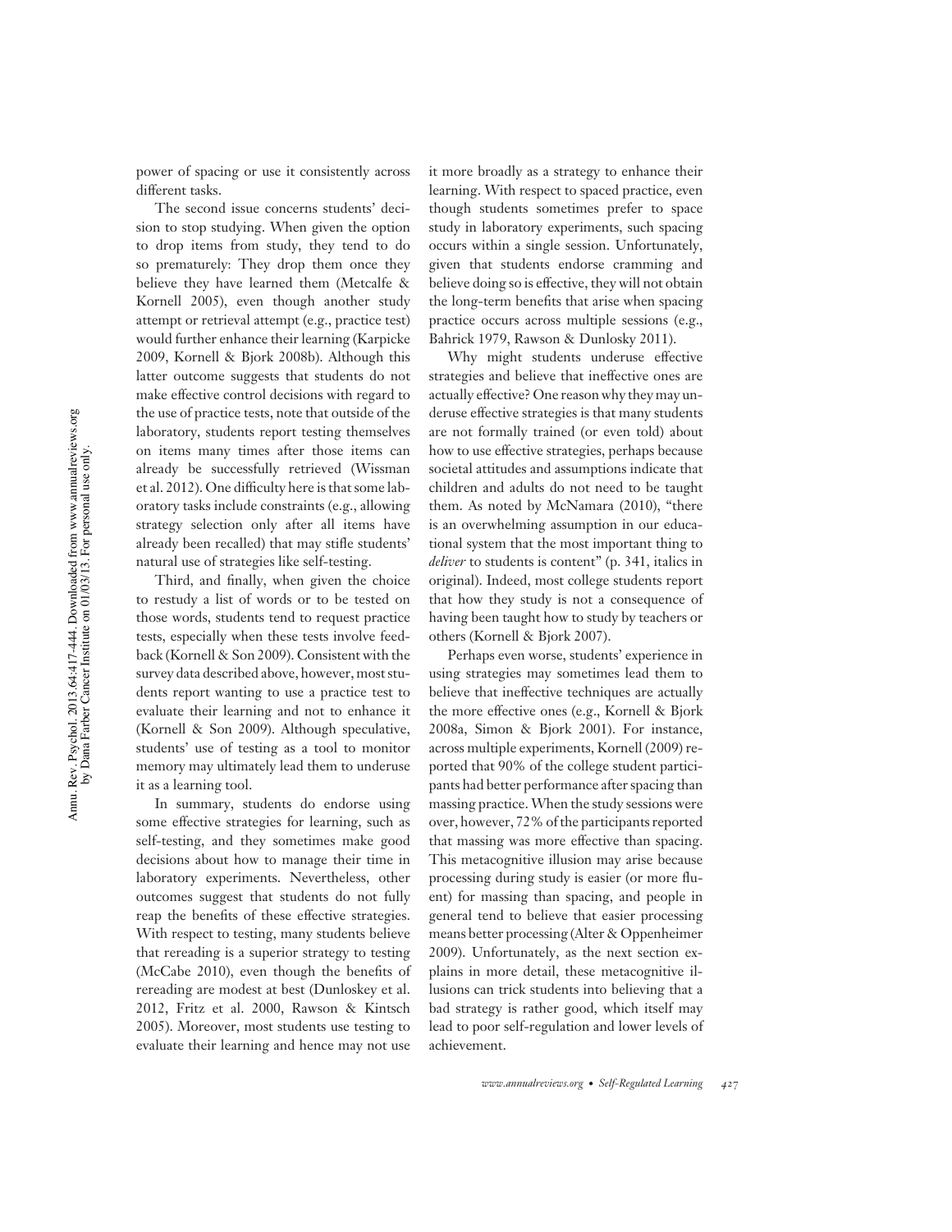power of spacing or use it consistently across different tasks.

The second issue concerns students' decision to stop studying. When given the option to drop items from study, they tend to do so prematurely: They drop them once they believe they have learned them (Metcalfe & Kornell 2005), even though another study attempt or retrieval attempt (e.g., practice test) would further enhance their learning (Karpicke 2009, Kornell & Bjork 2008b). Although this latter outcome suggests that students do not make effective control decisions with regard to the use of practice tests, note that outside of the laboratory, students report testing themselves on items many times after those items can already be successfully retrieved (Wissman et al. 2012). One difficulty here is that some laboratory tasks include constraints (e.g., allowing strategy selection only after all items have already been recalled) that may stifle students' natural use of strategies like self-testing.

Third, and finally, when given the choice to restudy a list of words or to be tested on those words, students tend to request practice tests, especially when these tests involve feedback (Kornell & Son 2009). Consistent with the survey data described above, however, most students report wanting to use a practice test to evaluate their learning and not to enhance it (Kornell & Son 2009). Although speculative, students' use of testing as a tool to monitor memory may ultimately lead them to underuse it as a learning tool.

In summary, students do endorse using some effective strategies for learning, such as self-testing, and they sometimes make good decisions about how to manage their time in laboratory experiments. Nevertheless, other outcomes suggest that students do not fully reap the benefits of these effective strategies. With respect to testing, many students believe that rereading is a superior strategy to testing (McCabe 2010), even though the benefits of rereading are modest at best (Dunloskey et al. 2012, Fritz et al. 2000, Rawson & Kintsch 2005). Moreover, most students use testing to evaluate their learning and hence may not use it more broadly as a strategy to enhance their learning. With respect to spaced practice, even though students sometimes prefer to space study in laboratory experiments, such spacing occurs within a single session. Unfortunately, given that students endorse cramming and believe doing so is effective, they will not obtain the long-term benefits that arise when spacing practice occurs across multiple sessions (e.g., Bahrick 1979, Rawson & Dunlosky 2011).

Why might students underuse effective strategies and believe that ineffective ones are actually effective? One reason why they may underuse effective strategies is that many students are not formally trained (or even told) about how to use effective strategies, perhaps because societal attitudes and assumptions indicate that children and adults do not need to be taught them. As noted by McNamara (2010), "there is an overwhelming assumption in our educational system that the most important thing to *deliver* to students is content" (p. 341, italics in original). Indeed, most college students report that how they study is not a consequence of having been taught how to study by teachers or others (Kornell & Bjork 2007).

Perhaps even worse, students' experience in using strategies may sometimes lead them to believe that ineffective techniques are actually the more effective ones (e.g., Kornell & Bjork 2008a, Simon & Bjork 2001). For instance, across multiple experiments, Kornell (2009) reported that 90% of the college student participants had better performance after spacing than massing practice. When the study sessions were over, however, 72% of the participants reported that massing was more effective than spacing. This metacognitive illusion may arise because processing during study is easier (or more fluent) for massing than spacing, and people in general tend to believe that easier processing means better processing (Alter & Oppenheimer 2009). Unfortunately, as the next section explains in more detail, these metacognitive illusions can trick students into believing that a bad strategy is rather good, which itself may lead to poor self-regulation and lower levels of achievement.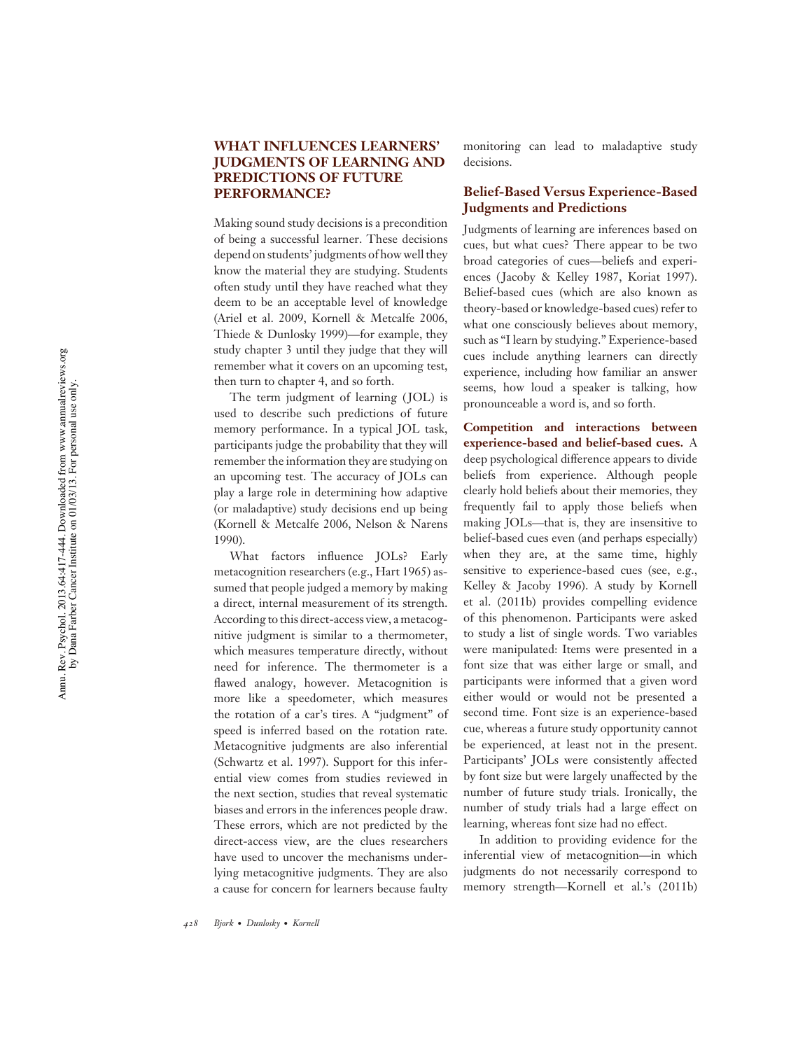## WHAT INFLUENCES LEARNERS' JUDGMENTS OF LEARNING AND PREDICTIONS OF FUTURE PERFORMANCE?

Making sound study decisions is a precondition of being a successful learner. These decisions depend on students' judgments of how well they know the material they are studying. Students often study until they have reached what they deem to be an acceptable level of knowledge (Ariel et al. 2009, Kornell & Metcalfe 2006, Thiede & Dunlosky 1999)—for example, they study chapter 3 until they judge that they will remember what it covers on an upcoming test, then turn to chapter 4, and so forth.

The term judgment of learning (JOL) is used to describe such predictions of future memory performance. In a typical JOL task, participants judge the probability that they will remember the information they are studying on an upcoming test. The accuracy of JOLs can play a large role in determining how adaptive (or maladaptive) study decisions end up being (Kornell & Metcalfe 2006, Nelson & Narens 1990).

What factors influence JOLs? Early metacognition researchers (e.g., Hart 1965) assumed that people judged a memory by making a direct, internal measurement of its strength. According to this direct-access view, a metacognitive judgment is similar to a thermometer, which measures temperature directly, without need for inference. The thermometer is a flawed analogy, however. Metacognition is more like a speedometer, which measures the rotation of a car's tires. A "judgment" of speed is inferred based on the rotation rate. Metacognitive judgments are also inferential (Schwartz et al. 1997). Support for this inferential view comes from studies reviewed in the next section, studies that reveal systematic biases and errors in the inferences people draw. These errors, which are not predicted by the direct-access view, are the clues researchers have used to uncover the mechanisms underlying metacognitive judgments. They are also a cause for concern for learners because faulty monitoring can lead to maladaptive study decisions.

### Belief-Based Versus Experience-Based Judgments and Predictions

Judgments of learning are inferences based on cues, but what cues? There appear to be two broad categories of cues—beliefs and experiences (Jacoby & Kelley 1987, Koriat 1997). Belief-based cues (which are also known as theory-based or knowledge-based cues) refer to what one consciously believes about memory, such as "I learn by studying." Experience-based cues include anything learners can directly experience, including how familiar an answer seems, how loud a speaker is talking, how pronounceable a word is, and so forth.

**Competition and interactions between experience-based and belief-based cues.** A deep psychological difference appears to divide beliefs from experience. Although people clearly hold beliefs about their memories, they frequently fail to apply those beliefs when making JOLs—that is, they are insensitive to belief-based cues even (and perhaps especially) when they are, at the same time, highly sensitive to experience-based cues (see, e.g., Kelley & Jacoby 1996). A study by Kornell et al. (2011b) provides compelling evidence of this phenomenon. Participants were asked to study a list of single words. Two variables were manipulated: Items were presented in a font size that was either large or small, and participants were informed that a given word either would or would not be presented a second time. Font size is an experience-based cue, whereas a future study opportunity cannot be experienced, at least not in the present. Participants' JOLs were consistently affected by font size but were largely unaffected by the number of future study trials. Ironically, the number of study trials had a large effect on learning, whereas font size had no effect.

In addition to providing evidence for the inferential view of metacognition—in which judgments do not necessarily correspond to memory strength—Kornell et al.'s (2011b)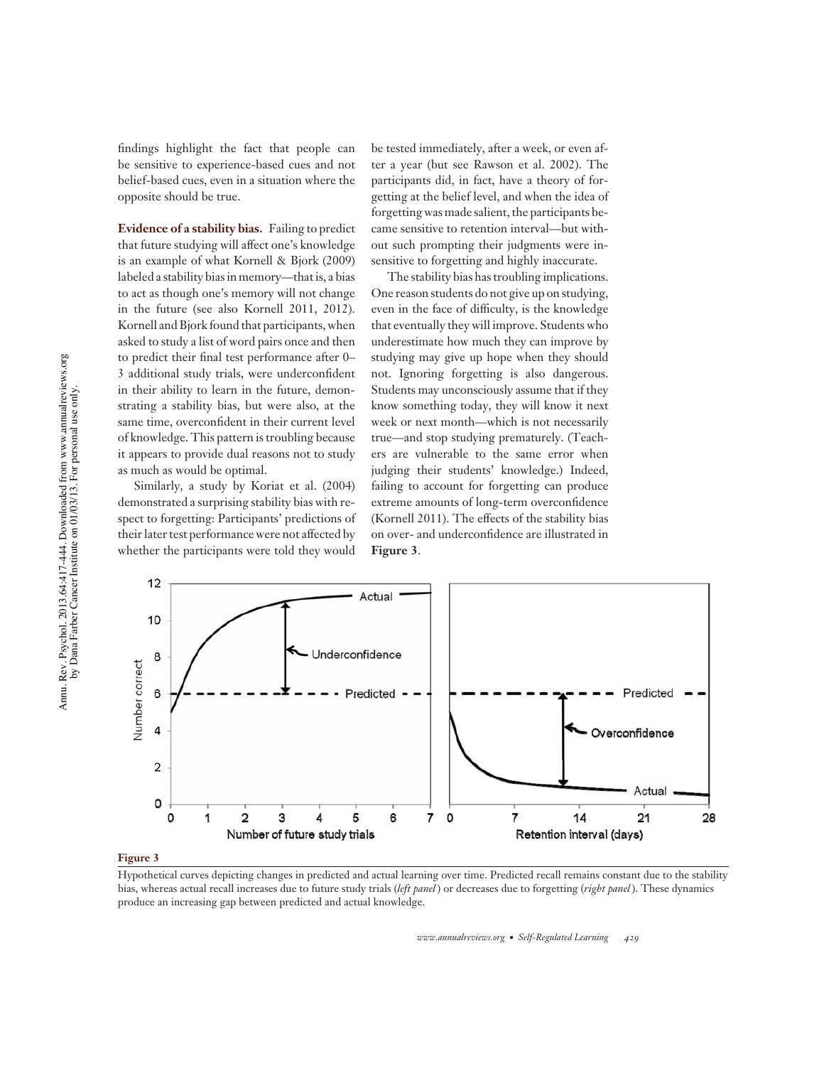findings highlight the fact that people can be sensitive to experience-based cues and not belief-based cues, even in a situation where the opposite should be true.

**Evidence of a stability bias.** Failing to predict that future studying will affect one's knowledge is an example of what Kornell & Bjork (2009) labeled a stability bias in memory—that is, a bias to act as though one's memory will not change in the future (see also Kornell 2011, 2012). Kornell and Bjork found that participants, when asked to study a list of word pairs once and then to predict their final test performance after 0–3 additional study trials, were underconfident in their ability to learn in the future, demonstrating a stability bias, but were also, at the same time, overconfident in their current level of knowledge. This pattern is troubling because it appears to provide dual reasons not to study as much as would be optimal.

Similarly, a study by Koriat et al. (2004) demonstrated a surprising stability bias with respect to forgetting: Participants' predictions of their later test performance were not affected by whether the participants were told they would be tested immediately, after a week, or even after a year (but see Rawson et al. 2002). The participants did, in fact, have a theory of forgetting at the belief level, and when the idea of forgetting was made salient, the participants became sensitive to retention interval—but without such prompting their judgments were insensitive to forgetting and highly inaccurate.

The stability bias has troubling implications. One reason students do not give up on studying, even in the face of difficulty, is the knowledge that eventually they will improve. Students who underestimate how much they can improve by studying may give up hope when they should not. Ignoring forgetting is also dangerous. Students may unconsciously assume that if they know something today, they will know it next week or next month—which is not necessarily true—and stop studying prematurely. (Teachers are vulnerable to the same error when judging their students' knowledge.) Indeed, failing to account for forgetting can produce extreme amounts of long-term overconfidence (Kornell 2011). The effects of the stability bias on over- and underconfidence are illustrated in **Figure 3**.

**Figure 3**

Hypothetical curves depicting changes in predicted and actual learning over time. Predicted recall remains constant due to the stability bias, whereas actual recall increases due to future study trials (*left panel*) or decreases due to forgetting (*right panel*). These dynamics produce an increasing gap between predicted and actual knowledge.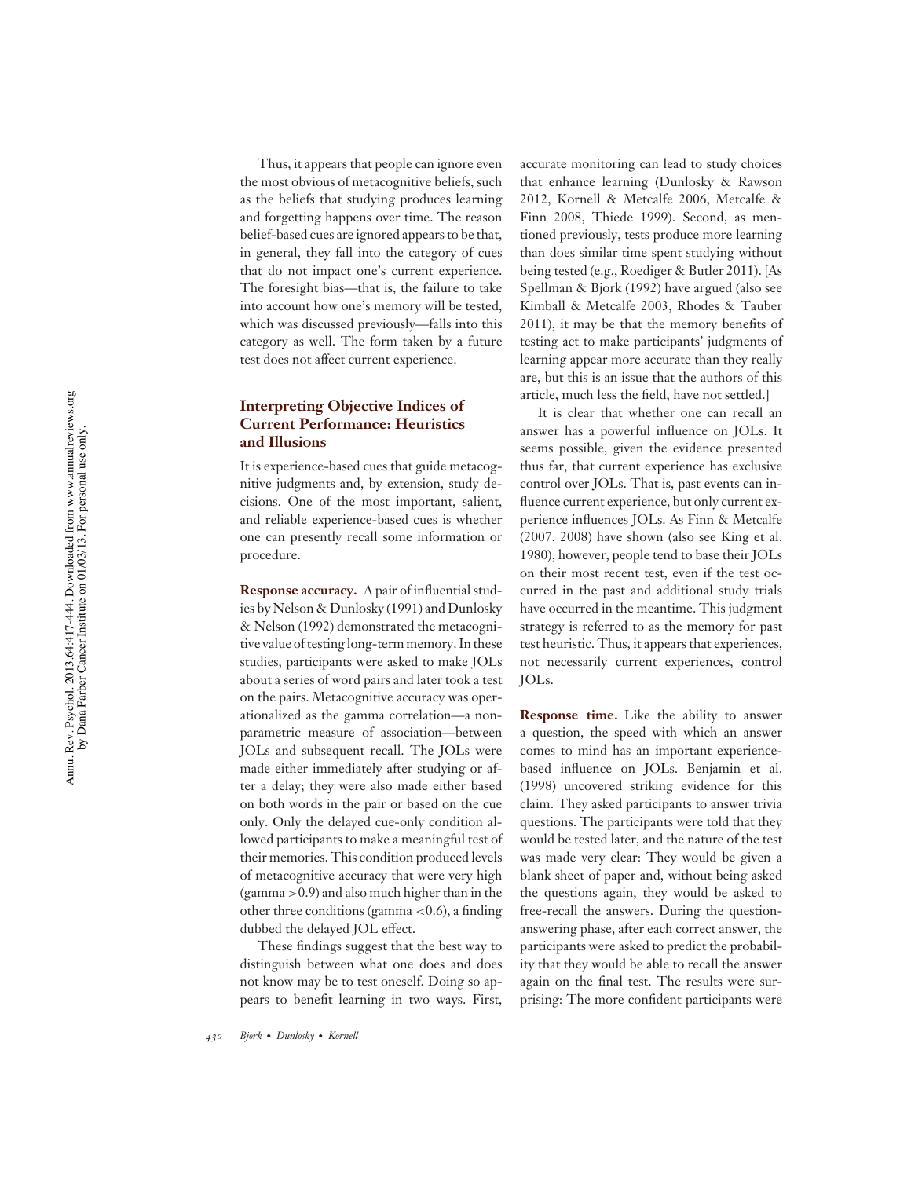Thus, it appears that people can ignore even the most obvious of metacognitive beliefs, such as the beliefs that studying produces learning and forgetting happens over time. The reason belief-based cues are ignored appears to be that, in general, they fall into the category of cues that do not impact one's current experience. The foresight bias—that is, the failure to take into account how one's memory will be tested, which was discussed previously—falls into this category as well. The form taken by a future test does not affect current experience.

### Interpreting Objective Indices of Current Performance: Heuristics and Illusions

It is experience-based cues that guide metacognitive judgments and, by extension, study decisions. One of the most important, salient, and reliable experience-based cues is whether one can presently recall some information or procedure.

**Response accuracy.** A pair of influential studies by Nelson & Dunlosky (1991) and Dunlosky & Nelson (1992) demonstrated the metacognitive value of testing long-term memory. In these studies, participants were asked to make JOLs about a series of word pairs and later took a test on the pairs. Metacognitive accuracy was operationalized as the gamma correlation—a nonparametric measure of association—between JOLs and subsequent recall. The JOLs were made either immediately after studying or after a delay; they were also made either based on both words in the pair or based on the cue only. Only the delayed cue-only condition allowed participants to make a meaningful test of their memories. This condition produced levels of metacognitive accuracy that were very high (gamma $>0.9$) and also much higher than in the other three conditions (gamma $<0.6$), a finding dubbed the delayed JOL effect.

These findings suggest that the best way to distinguish between what one does and does not know may be to test oneself. Doing so appears to benefit learning in two ways. First, accurate monitoring can lead to study choices that enhance learning (Dunlosky & Rawson 2012, Kornell & Metcalfe 2006, Metcalfe & Finn 2008, Thiede 1999). Second, as mentioned previously, tests produce more learning than does similar time spent studying without being tested (e.g., Roediger & Butler 2011). [As Spellman & Bjork (1992) have argued (also see Kimball & Metcalfe 2003, Rhodes & Tauber 2011), it may be that the memory benefits of testing act to make participants' judgments of learning appear more accurate than they really are, but this is an issue that the authors of this article, much less the field, have not settled.]

It is clear that whether one can recall an answer has a powerful influence on JOLs. It seems possible, given the evidence presented thus far, that current experience has exclusive control over JOLs. That is, past events can influence current experience, but only current experience influences JOLs. As Finn & Metcalfe (2007, 2008) have shown (also see King et al. 1980), however, people tend to base their JOLs on their most recent test, even if the test occurred in the past and additional study trials have occurred in the meantime. This judgment strategy is referred to as the memory for past test heuristic. Thus, it appears that experiences, not necessarily current experiences, control JOLs.

**Response time.** Like the ability to answer a question, the speed with which an answer comes to mind has an important experience-based influence on JOLs. Benjamin et al. (1998) uncovered striking evidence for this claim. They asked participants to answer trivia questions. The participants were told that they would be tested later, and the nature of the test was made very clear: They would be given a blank sheet of paper and, without being asked the questions again, they would be asked to free-recall the answers. During the question-answering phase, after each correct answer, the participants were asked to predict the probability that they would be able to recall the answer again on the final test. The results were surprising: The more confident participants were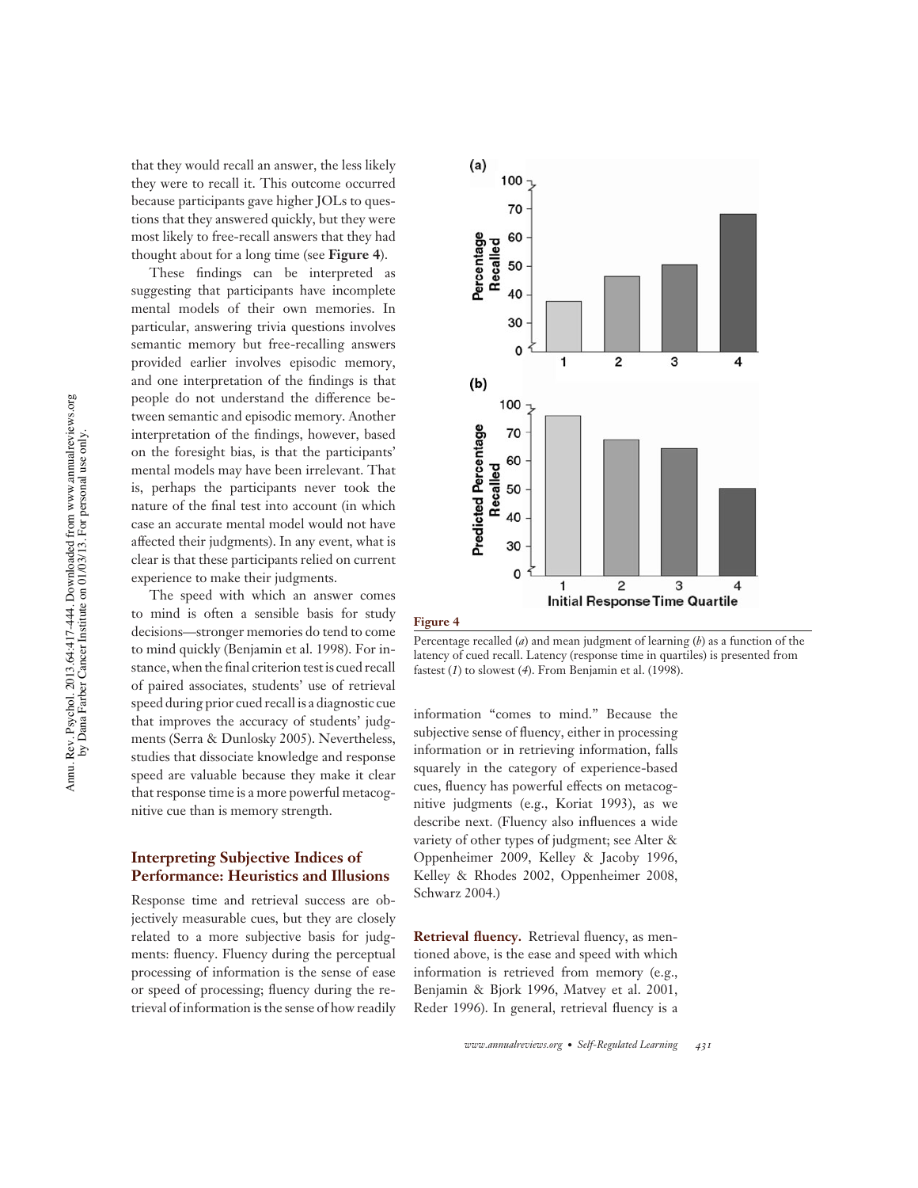that they would recall an answer, the less likely they were to recall it. This outcome occurred because participants gave higher JOLs to questions that they answered quickly, but they were most likely to free-recall answers that they had thought about for a long time (see **Figure 4**).

These findings can be interpreted as suggesting that participants have incomplete mental models of their own memories. In particular, answering trivia questions involves semantic memory but free-recalling answers provided earlier involves episodic memory, and one interpretation of the findings is that people do not understand the difference between semantic and episodic memory. Another interpretation of the findings, however, based on the foresight bias, is that the participants' mental models may have been irrelevant. That is, perhaps the participants never took the nature of the final test into account (in which case an accurate mental model would not have affected their judgments). In any event, what is clear is that these participants relied on current experience to make their judgments.

The speed with which an answer comes to mind is often a sensible basis for study decisions—stronger memories do tend to come to mind quickly (Benjamin et al. 1998). For instance, when the final criterion test is cued recall of paired associates, students' use of retrieval speed during prior cued recall is a diagnostic cue that improves the accuracy of students' judgments (Serra & Dunlosky 2005). Nevertheless, studies that dissociate knowledge and response speed are valuable because they make it clear that response time is a more powerful metacognitive cue than is memory strength.

**Figure 4**

Percentage recalled (*a*) and mean judgment of learning (*b*) as a function of the latency of cued recall. Latency (response time in quartiles) is presented from fastest (*1*) to slowest (*4*). From Benjamin et al. (1998).

## Interpreting Subjective Indices of Performance: Heuristics and Illusions

Response time and retrieval success are objectively measurable cues, but they are closely related to a more subjective basis for judgments: fluency. Fluency during the perceptual processing of information is the sense of ease or speed of processing; fluency during the retrieval of information is the sense of how readily information "comes to mind." Because the subjective sense of fluency, either in processing information or in retrieving information, falls squarely in the category of experience-based cues, fluency has powerful effects on metacognitive judgments (e.g., Koriat 1993), as we describe next. (Fluency also influences a wide variety of other types of judgment; see Alter & Oppenheimer 2009, Kelley & Jacoby 1996, Kelley & Rhodes 2002, Oppenheimer 2008, Schwarz 2004.)

**Retrieval fluency.** Retrieval fluency, as mentioned above, is the ease and speed with which information is retrieved from memory (e.g., Benjamin & Bjork 1996, Matvey et al. 2001, Reder 1996). In general, retrieval fluency is a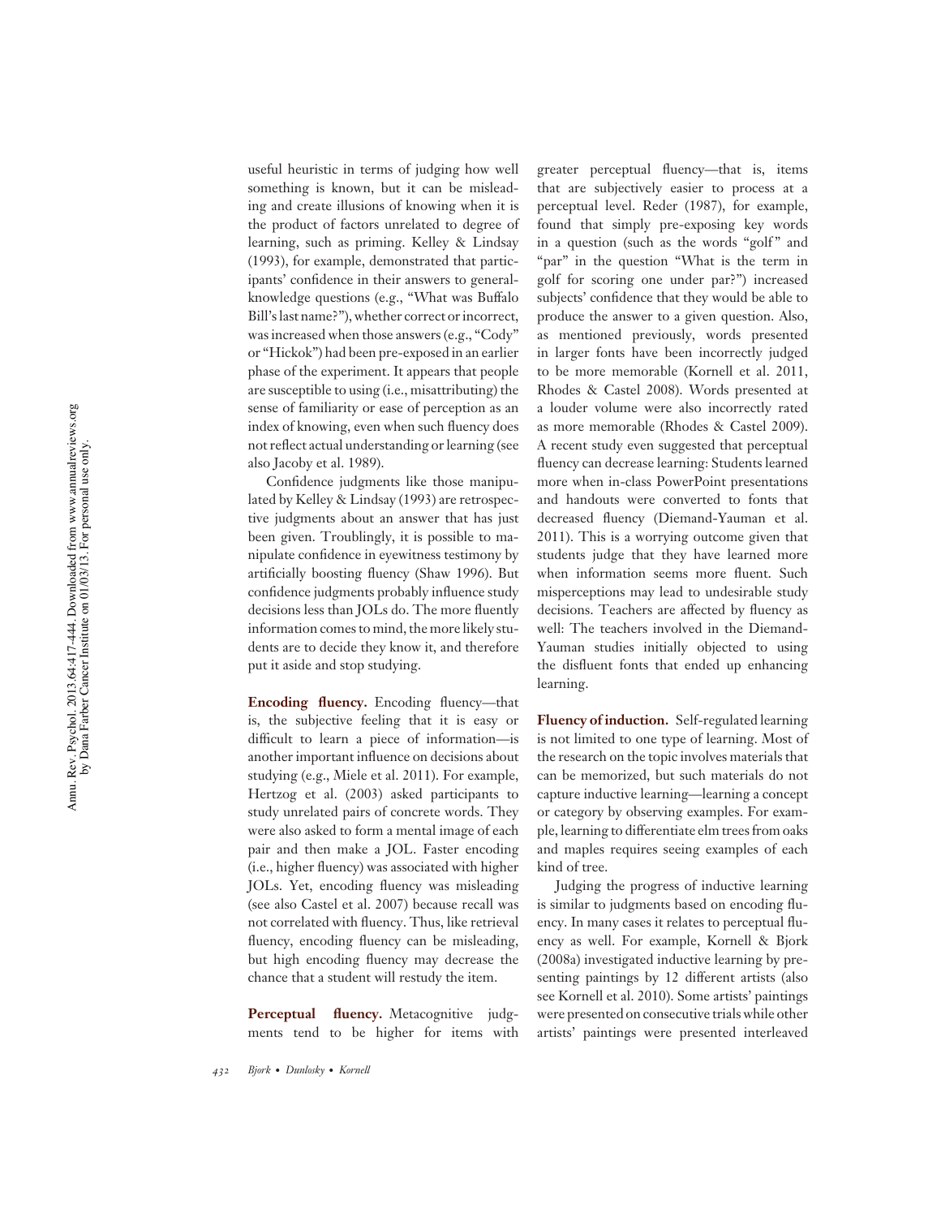useful heuristic in terms of judging how well something is known, but it can be misleading and create illusions of knowing when it is the product of factors unrelated to degree of learning, such as priming. Kelley & Lindsay (1993), for example, demonstrated that participants' confidence in their answers to general-knowledge questions (e.g., "What was Buffalo Bill's last name?"), whether correct or incorrect, was increased when those answers (e.g., "Cody" or "Hickok") had been pre-exposed in an earlier phase of the experiment. It appears that people are susceptible to using (i.e., misattributing) the sense of familiarity or ease of perception as an index of knowing, even when such fluency does not reflect actual understanding or learning (see also Jacoby et al. 1989).

Confidence judgments like those manipulated by Kelley & Lindsay (1993) are retrospective judgments about an answer that has just been given. Troublingly, it is possible to manipulate confidence in eyewitness testimony by artificially boosting fluency (Shaw 1996). But confidence judgments probably influence study decisions less than JOLs do. The more fluently information comes to mind, the more likely students are to decide they know it, and therefore put it aside and stop studying.

**Encoding fluency.** Encoding fluency—that is, the subjective feeling that it is easy or difficult to learn a piece of information—is another important influence on decisions about studying (e.g., Miele et al. 2011). For example, Hertzog et al. (2003) asked participants to study unrelated pairs of concrete words. They were also asked to form a mental image of each pair and then make a JOL. Faster encoding (i.e., higher fluency) was associated with higher JOLs. Yet, encoding fluency was misleading (see also Castel et al. 2007) because recall was not correlated with fluency. Thus, like retrieval fluency, encoding fluency can be misleading, but high encoding fluency may decrease the chance that a student will restudy the item.

**Perceptual fluency.** Metacognitive judgments tend to be higher for items with greater perceptual fluency—that is, items that are subjectively easier to process at a perceptual level. Reder (1987), for example, found that simply pre-exposing key words in a question (such as the words "golf" and "par" in the question "What is the term in golf for scoring one under par?") increased subjects' confidence that they would be able to produce the answer to a given question. Also, as mentioned previously, words presented in larger fonts have been incorrectly judged to be more memorable (Kornell et al. 2011, Rhodes & Castel 2008). Words presented at a louder volume were also incorrectly rated as more memorable (Rhodes & Castel 2009). A recent study even suggested that perceptual fluency can decrease learning: Students learned more when in-class PowerPoint presentations and handouts were converted to fonts that decreased fluency (Diemand-Yauman et al. 2011). This is a worrying outcome given that students judge that they have learned more when information seems more fluent. Such misperceptions may lead to undesirable study decisions. Teachers are affected by fluency as well: The teachers involved in the Diemand-Yauman studies initially objected to using the disfluent fonts that ended up enhancing learning.

**Fluency of induction.** Self-regulated learning is not limited to one type of learning. Most of the research on the topic involves materials that can be memorized, but such materials do not capture inductive learning—learning a concept or category by observing examples. For example, learning to differentiate elm trees from oaks and maples requires seeing examples of each kind of tree.

Judging the progress of inductive learning is similar to judgments based on encoding fluency. In many cases it relates to perceptual fluency as well. For example, Kornell & Bjork (2008a) investigated inductive learning by presenting paintings by 12 different artists (also see Kornell et al. 2010). Some artists' paintings were presented on consecutive trials while other artists' paintings were presented interleaved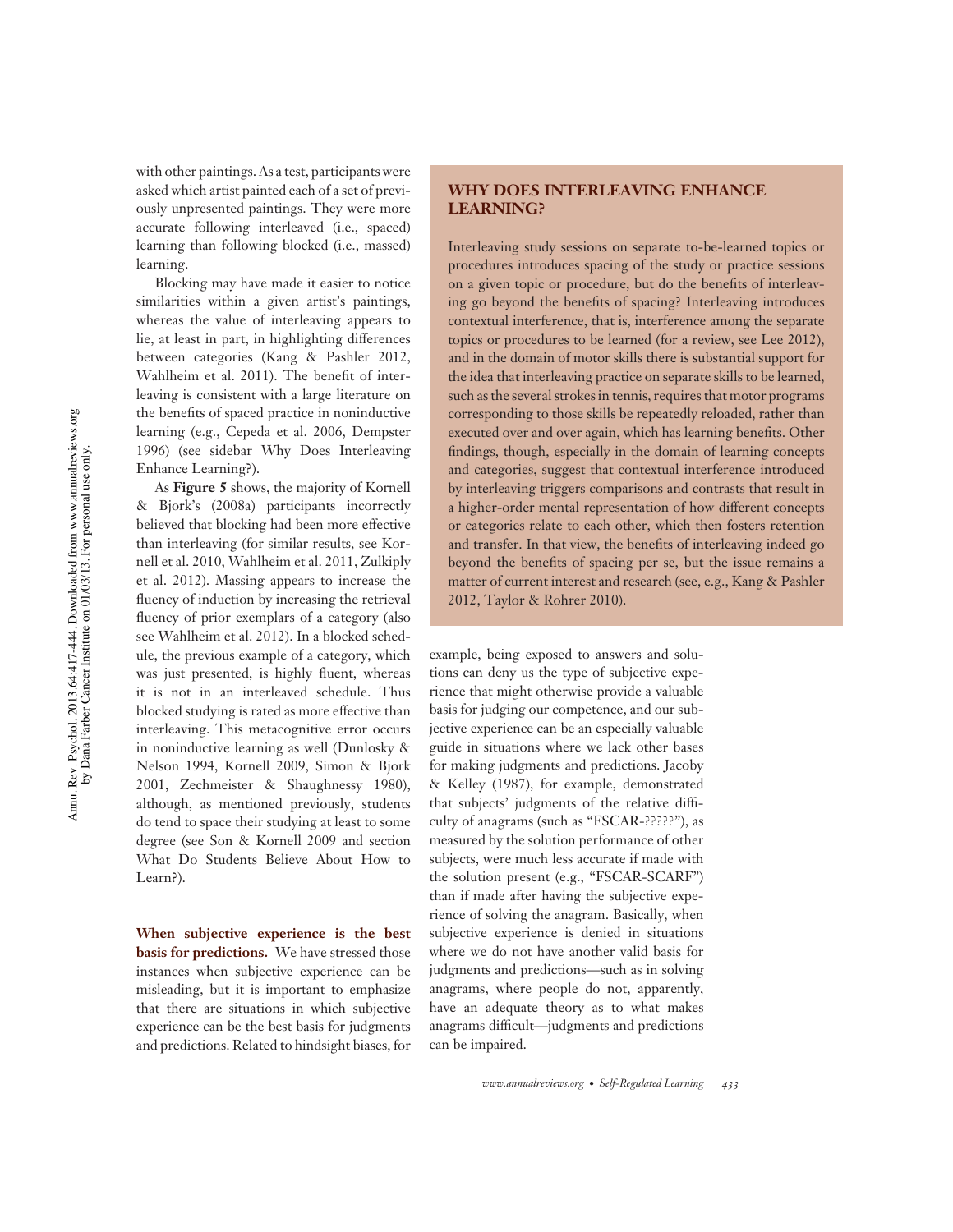with other paintings. As a test, participants were asked which artist painted each of a set of previously unpresented paintings. They were more accurate following interleaved (i.e., spaced) learning than following blocked (i.e., massed) learning.

Blocking may have made it easier to notice similarities within a given artist's paintings, whereas the value of interleaving appears to lie, at least in part, in highlighting differences between categories (Kang & Pashler 2012, Wahlheim et al. 2011). The benefit of interleaving is consistent with a large literature on the benefits of spaced practice in noninductive learning (e.g., Cepeda et al. 2006, Dempster 1996) (see sidebar Why Does Interleaving Enhance Learning?).

As **Figure 5** shows, the majority of Kornell & Bjork's (2008a) participants incorrectly believed that blocking had been more effective than interleaving (for similar results, see Kornell et al. 2010, Wahlheim et al. 2011, Zulkiply et al. 2012). Massing appears to increase the fluency of induction by increasing the retrieval fluency of prior exemplars of a category (also see Wahlheim et al. 2012). In a blocked schedule, the previous example of a category, which was just presented, is highly fluent, whereas it is not in an interleaved schedule. Thus blocked studying is rated as more effective than interleaving. This metacognitive error occurs in noninductive learning as well (Dunlosky & Nelson 1994, Kornell 2009, Simon & Bjork 2001, Zechmeister & Shaughnessy 1980), although, as mentioned previously, students do tend to space their studying at least to some degree (see Son & Kornell 2009 and section What Do Students Believe About How to Learn?).

## WHY DOES INTERLEAVING ENHANCE LEARNING?

Interleaving study sessions on separate to-be-learned topics or procedures introduces spacing of the study or practice sessions on a given topic or procedure, but do the benefits of interleaving go beyond the benefits of spacing? Interleaving introduces contextual interference, that is, interference among the separate topics or procedures to be learned (for a review, see Lee 2012), and in the domain of motor skills there is substantial support for the idea that interleaving practice on separate skills to be learned, such as the several strokes in tennis, requires that motor programs corresponding to those skills be repeatedly reloaded, rather than executed over and over again, which has learning benefits. Other findings, though, especially in the domain of learning concepts and categories, suggest that contextual interference introduced by interleaving triggers comparisons and contrasts that result in a higher-order mental representation of how different concepts or categories relate to each other, which then fosters retention and transfer. In that view, the benefits of interleaving indeed go beyond the benefits of spacing per se, but the issue remains a matter of current interest and research (see, e.g., Kang & Pashler 2012, Taylor & Rohrer 2010).

**When subjective experience is the best basis for predictions.** We have stressed those instances when subjective experience can be misleading, but it is important to emphasize that there are situations in which subjective experience can be the best basis for judgments and predictions. Related to hindsight biases, for example, being exposed to answers and solutions can deny us the type of subjective experience that might otherwise provide a valuable basis for judging our competence, and our subjective experience can be an especially valuable guide in situations where we lack other bases for making judgments and predictions. Jacoby & Kelley (1987), for example, demonstrated that subjects' judgments of the relative difficulty of anagrams (such as "FSCAR-?????"), as measured by the solution performance of other subjects, were much less accurate if made with the solution present (e.g., "FSCAR-SCARF") than if made after having the subjective experience of solving the anagram. Basically, when subjective experience is denied in situations where we do not have another valid basis for judgments and predictions—such as in solving anagrams, where people do not, apparently, have an adequate theory as to what makes anagrams difficult—judgments and predictions can be impaired.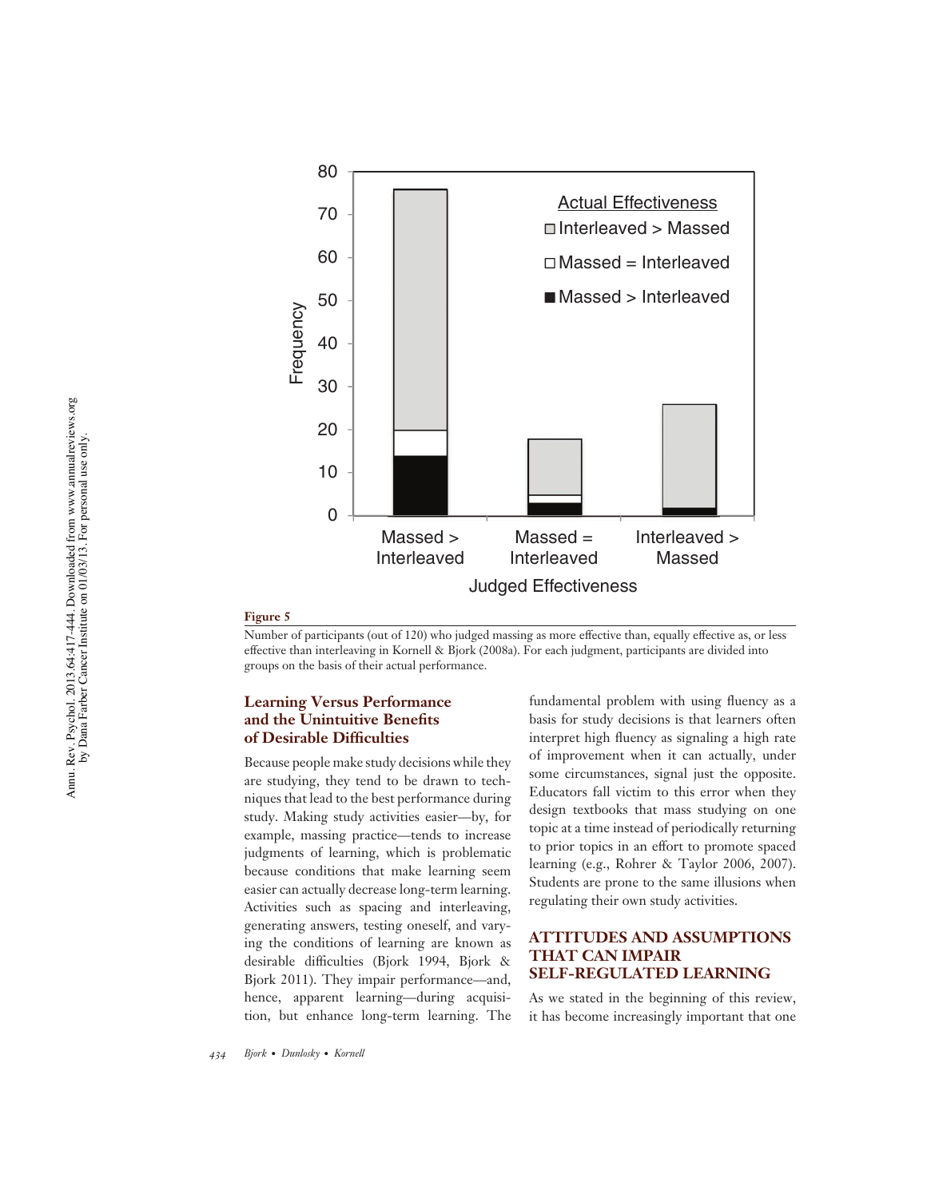**Figure 5**

Number of participants (out of 120) who judged massing as more effective than, equally effective as, or less effective than interleaving in Kornell & Bjork (2008a). For each judgment, participants are divided into groups on the basis of their actual performance.

### Learning Versus Performance and the Unintuitive Benefits of Desirable Difficulties

Because people make study decisions while they are studying, they tend to be drawn to techniques that lead to the best performance during study. Making study activities easier—by, for example, massing practice—tends to increase judgments of learning, which is problematic because conditions that make learning seem easier can actually decrease long-term learning. Activities such as spacing and interleaving, generating answers, testing oneself, and varying the conditions of learning are known as desirable difficulties (Bjork 1994, Bjork & Bjork 2011). They impair performance—and, hence, apparent learning—during acquisition, but enhance long-term learning. The fundamental problem with using fluency as a basis for study decisions is that learners often interpret high fluency as signaling a high rate of improvement when it can actually, under some circumstances, signal just the opposite. Educators fall victim to this error when they design textbooks that mass studying on one topic at a time instead of periodically returning to prior topics in an effort to promote spaced learning (e.g., Rohrer & Taylor 2006, 2007). Students are prone to the same illusions when regulating their own study activities.

## ATTITUDES AND ASSUMPTIONS THAT CAN IMPAIR SELF-REGULATED LEARNING

As we stated in the beginning of this review, it has become increasingly important that one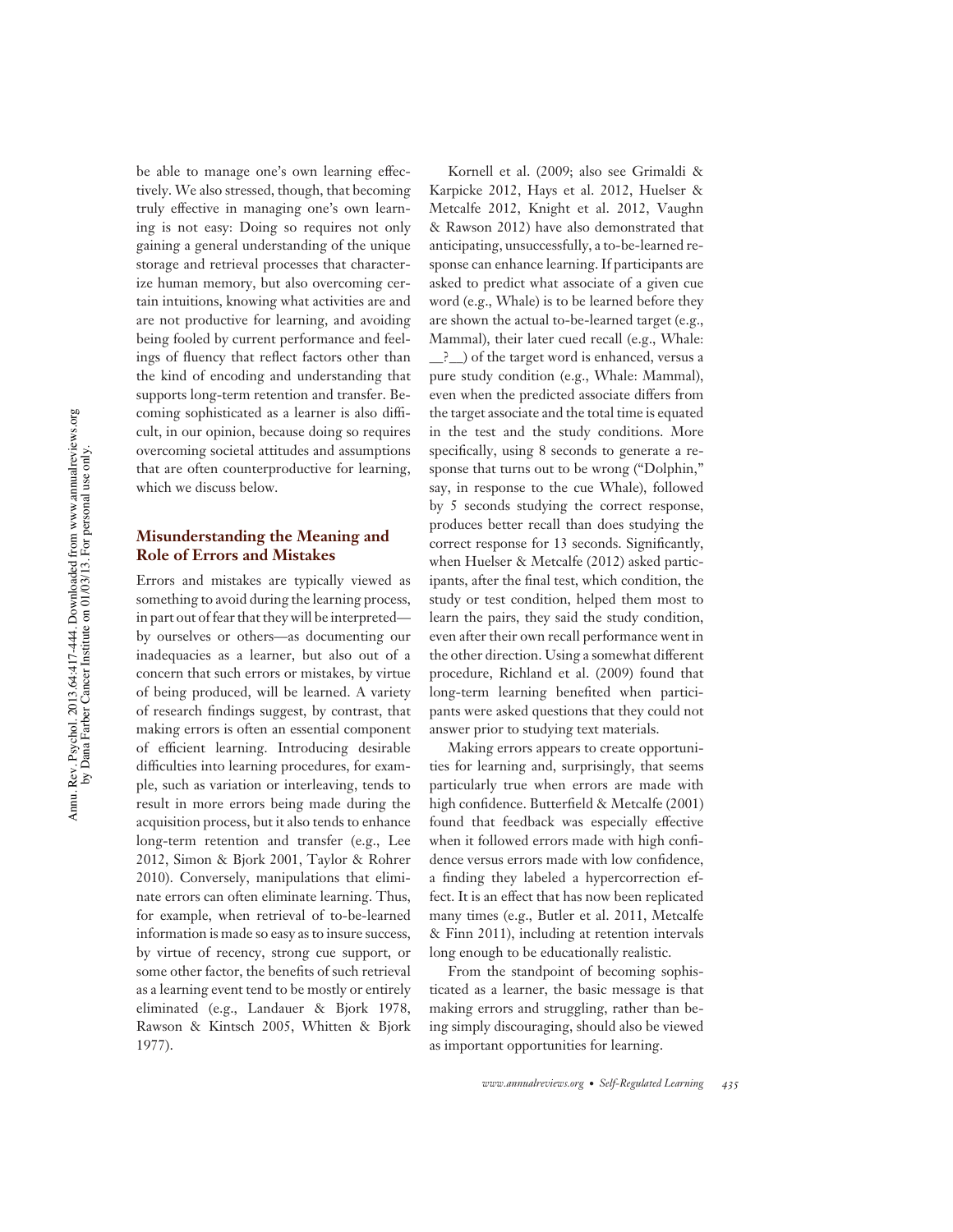be able to manage one's own learning effectively. We also stressed, though, that becoming truly effective in managing one's own learning is not easy: Doing so requires not only gaining a general understanding of the unique storage and retrieval processes that characterize human memory, but also overcoming certain intuitions, knowing what activities are and are not productive for learning, and avoiding being fooled by current performance and feelings of fluency that reflect factors other than the kind of encoding and understanding that supports long-term retention and transfer. Becoming sophisticated as a learner is also difficult, in our opinion, because doing so requires overcoming societal attitudes and assumptions that are often counterproductive for learning, which we discuss below.

### Misunderstanding the Meaning and Role of Errors and Mistakes

Errors and mistakes are typically viewed as something to avoid during the learning process, in part out of fear that they will be interpreted—by ourselves or others—as documenting our inadequacies as a learner, but also out of a concern that such errors or mistakes, by virtue of being produced, will be learned. A variety of research findings suggest, by contrast, that making errors is often an essential component of efficient learning. Introducing desirable difficulties into learning procedures, for example, such as variation or interleaving, tends to result in more errors being made during the acquisition process, but it also tends to enhance long-term retention and transfer (e.g., Lee 2012, Simon & Bjork 2001, Taylor & Rohrer 2010). Conversely, manipulations that eliminate errors can often eliminate learning. Thus, for example, when retrieval of to-be-learned information is made so easy as to insure success, by virtue of recency, strong cue support, or some other factor, the benefits of such retrieval as a learning event tend to be mostly or entirely eliminated (e.g., Landauer & Bjork 1978, Rawson & Kintsch 2005, Whitten & Bjork 1977).

Kornell et al. (2009; also see Grimaldi & Karpicke 2012, Hays et al. 2012, Huelser & Metcalfe 2012, Knight et al. 2012, Vaughn & Rawson 2012) have also demonstrated that anticipating, unsuccessfully, a to-be-learned response can enhance learning. If participants are asked to predict what associate of a given cue word (e.g., Whale) is to be learned before they are shown the actual to-be-learned target (e.g., Mammal), their later cued recall (e.g., Whale: __?__) of the target word is enhanced, versus a pure study condition (e.g., Whale: Mammal), even when the predicted associate differs from the target associate and the total time is equated in the test and the study conditions. More specifically, using 8 seconds to generate a response that turns out to be wrong ("Dolphin," say, in response to the cue Whale), followed by 5 seconds studying the correct response, produces better recall than does studying the correct response for 13 seconds. Significantly, when Huelser & Metcalfe (2012) asked participants, after the final test, which condition, the study or test condition, helped them most to learn the pairs, they said the study condition, even after their own recall performance went in the other direction. Using a somewhat different procedure, Richland et al. (2009) found that long-term learning benefited when participants were asked questions that they could not answer prior to studying text materials.

Making errors appears to create opportunities for learning and, surprisingly, that seems particularly true when errors are made with high confidence. Butterfield & Metcalfe (2001) found that feedback was especially effective when it followed errors made with high confidence versus errors made with low confidence, a finding they labeled a hypercorrection effect. It is an effect that has now been replicated many times (e.g., Butler et al. 2011, Metcalfe & Finn 2011), including at retention intervals long enough to be educationally realistic.

From the standpoint of becoming sophisticated as a learner, the basic message is that making errors and struggling, rather than being simply discouraging, should also be viewed as important opportunities for learning.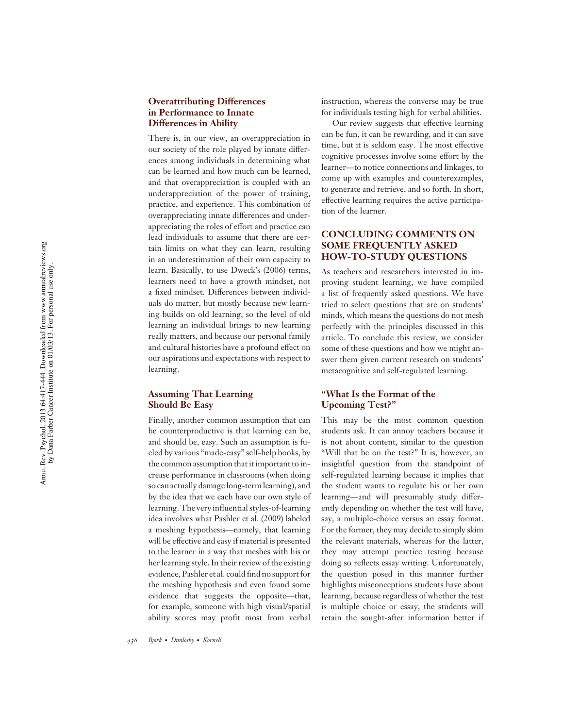### Overattributing Differences in Performance to Innate Differences in Ability

There is, in our view, an overappreciation in our society of the role played by innate differences among individuals in determining what can be learned and how much can be learned, and that overappreciation is coupled with an underappreciation of the power of training, practice, and experience. This combination of overappreciating innate differences and underappreciating the roles of effort and practice can lead individuals to assume that there are certain limits on what they can learn, resulting in an underestimation of their own capacity to learn. Basically, to use Dweck's (2006) terms, learners need to have a growth mindset, not a fixed mindset. Differences between individuals do matter, but mostly because new learning builds on old learning, so the level of old learning an individual brings to new learning really matters, and because our personal family and cultural histories have a profound effect on our aspirations and expectations with respect to learning.

### Assuming That Learning Should Be Easy

Finally, another common assumption that can be counterproductive is that learning can be, and should be, easy. Such an assumption is fueled by various "made-easy" self-help books, by the common assumption that it important to increase performance in classrooms (when doing so can actually damage long-term learning), and by the idea that we each have our own style of learning. The very influential styles-of-learning idea involves what Pashler et al. (2009) labeled a meshing hypothesis—namely, that learning will be effective and easy if material is presented to the learner in a way that meshes with his or her learning style. In their review of the existing evidence, Pashler et al. could find no support for the meshing hypothesis and even found some evidence that suggests the opposite—that, for example, someone with high visual/spatial ability scores may profit most from verbal instruction, whereas the converse may be true for individuals testing high for verbal abilities.

Our review suggests that effective learning can be fun, it can be rewarding, and it can save time, but it is seldom easy. The most effective cognitive processes involve some effort by the learner—to notice connections and linkages, to come up with examples and counterexamples, to generate and retrieve, and so forth. In short, effective learning requires the active participation of the learner.

## CONCLUDING COMMENTS ON SOME FREQUENTLY ASKED HOW-TO-STUDY QUESTIONS

As teachers and researchers interested in improving student learning, we have compiled a list of frequently asked questions. We have tried to select questions that are on students' minds, which means the questions do not mesh perfectly with the principles discussed in this article. To conclude this review, we consider some of these questions and how we might answer them given current research on students' metacognitive and self-regulated learning.

### "What Is the Format of the Upcoming Test?"

This may be the most common question students ask. It can annoy teachers because it is not about content, similar to the question "Will that be on the test?" It is, however, an insightful question from the standpoint of self-regulated learning because it implies that the student wants to regulate his or her own learning—and will presumably study differently depending on whether the test will have, say, a multiple-choice versus an essay format. For the former, they may decide to simply skim the relevant materials, whereas for the latter, they may attempt practice testing because doing so reflects essay writing. Unfortunately, the question posed in this manner further highlights misconceptions students have about learning, because regardless of whether the test is multiple choice or essay, the students will retain the sought-after information better if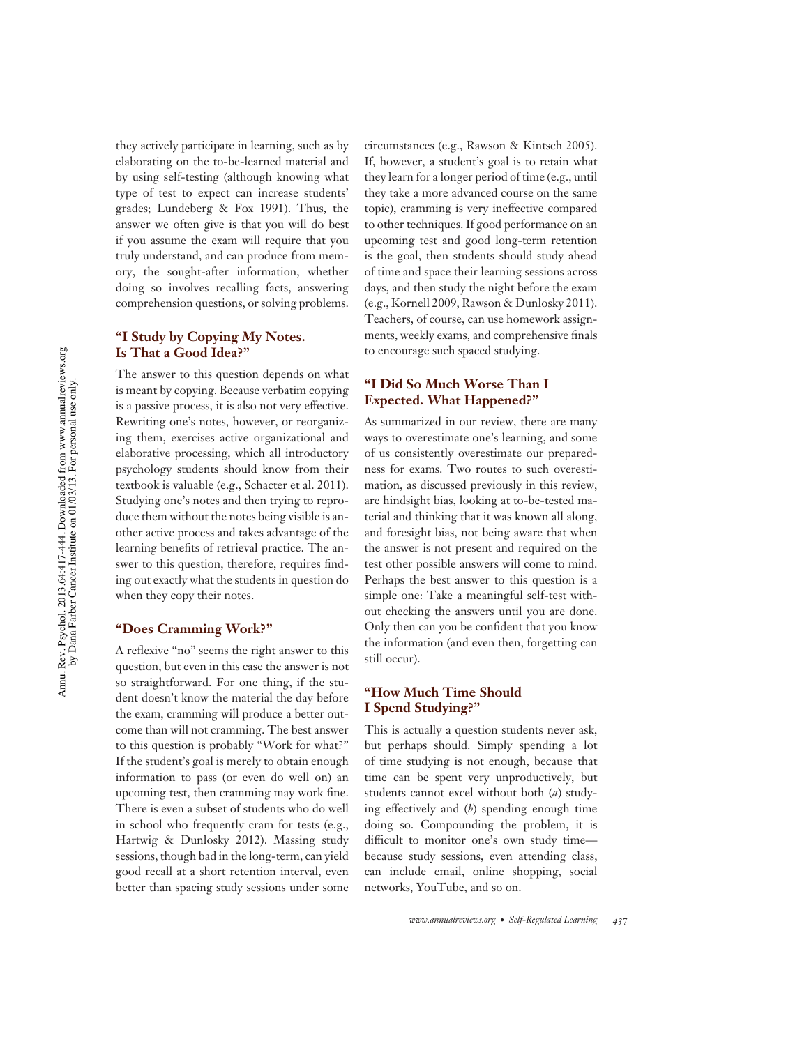they actively participate in learning, such as by elaborating on the to-be-learned material and by using self-testing (although knowing what type of test to expect can increase students' grades; Lundeberg & Fox 1991). Thus, the answer we often give is that you will do best if you assume the exam will require that you truly understand, and can produce from memory, the sought-after information, whether doing so involves recalling facts, answering comprehension questions, or solving problems.

### "I Study by Copying My Notes. Is That a Good Idea?"

The answer to this question depends on what is meant by copying. Because verbatim copying is a passive process, it is also not very effective. Rewriting one's notes, however, or reorganizing them, exercises active organizational and elaborative processing, which all introductory psychology students should know from their textbook is valuable (e.g., Schacter et al. 2011). Studying one's notes and then trying to reproduce them without the notes being visible is another active process and takes advantage of the learning benefits of retrieval practice. The answer to this question, therefore, requires finding out exactly what the students in question do when they copy their notes.

### "Does Cramming Work?"

A reflexive "no" seems the right answer to this question, but even in this case the answer is not so straightforward. For one thing, if the student doesn't know the material the day before the exam, cramming will produce a better outcome than will not cramming. The best answer to this question is probably "Work for what?" If the student's goal is merely to obtain enough information to pass (or even do well on) an upcoming test, then cramming may work fine. There is even a subset of students who do well in school who frequently cram for tests (e.g., Hartwig & Dunlosky 2012). Massing study sessions, though bad in the long-term, can yield good recall at a short retention interval, even better than spacing study sessions under some circumstances (e.g., Rawson & Kintsch 2005). If, however, a student's goal is to retain what they learn for a longer period of time (e.g., until they take a more advanced course on the same topic), cramming is very ineffective compared to other techniques. If good performance on an upcoming test and good long-term retention is the goal, then students should study ahead of time and space their learning sessions across days, and then study the night before the exam (e.g., Kornell 2009, Rawson & Dunlosky 2011). Teachers, of course, can use homework assignments, weekly exams, and comprehensive finals to encourage such spaced studying.

### "I Did So Much Worse Than I Expected. What Happened?"

As summarized in our review, there are many ways to overestimate one's learning, and some of us consistently overestimate our preparedness for exams. Two routes to such overestimation, as discussed previously in this review, are hindsight bias, looking at to-be-tested material and thinking that it was known all along, and foresight bias, not being aware that when the answer is not present and required on the test other possible answers will come to mind. Perhaps the best answer to this question is a simple one: Take a meaningful self-test without checking the answers until you are done. Only then can you be confident that you know the information (and even then, forgetting can still occur).

### "How Much Time Should I Spend Studying?"

This is actually a question students never ask, but perhaps should. Simply spending a lot of time studying is not enough, because that time can be spent very unproductively, but students cannot excel without both (*a*) studying effectively and (*b*) spending enough time doing so. Compounding the problem, it is difficult to monitor one's own study time—because study sessions, even attending class, can include email, online shopping, social networks, YouTube, and so on.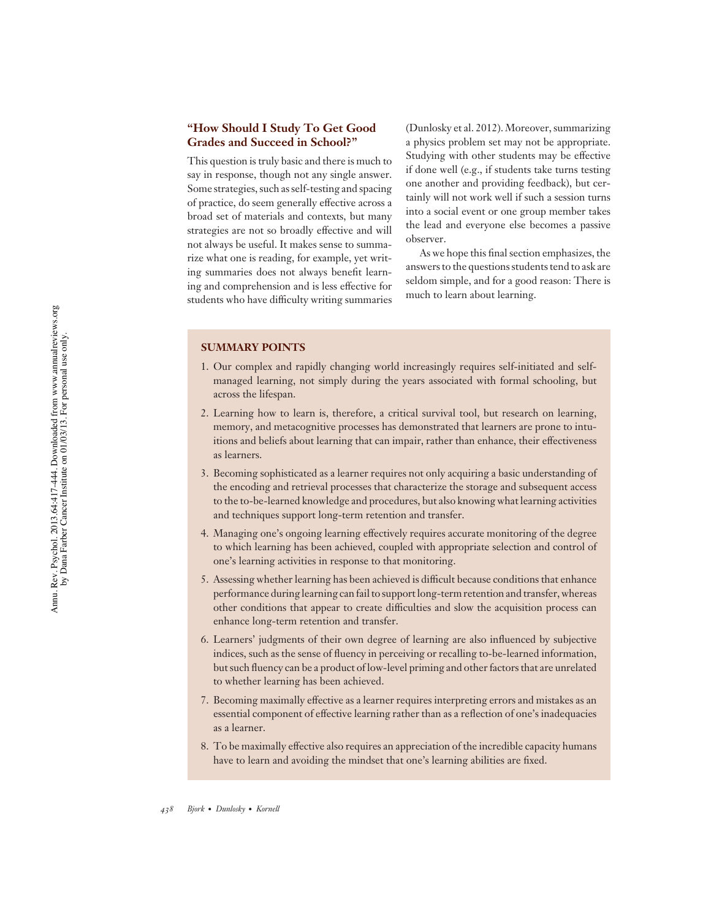### "How Should I Study To Get Good Grades and Succeed in School?"

This question is truly basic and there is much to say in response, though not any single answer. Some strategies, such as self-testing and spacing of practice, do seem generally effective across a broad set of materials and contexts, but many strategies are not so broadly effective and will not always be useful. It makes sense to summarize what one is reading, for example, yet writing summaries does not always benefit learning and comprehension and is less effective for students who have difficulty writing summaries (Dunlosky et al. 2012). Moreover, summarizing a physics problem set may not be appropriate. Studying with other students may be effective if done well (e.g., if students take turns testing one another and providing feedback), but certainly will not work well if such a session turns into a social event or one group member takes the lead and everyone else becomes a passive observer.

As we hope this final section emphasizes, the answers to the questions students tend to ask are seldom simple, and for a good reason: There is much to learn about learning.

**SUMMARY POINTS**

1. Our complex and rapidly changing world increasingly requires self-initiated and self-managed learning, not simply during the years associated with formal schooling, but across the lifespan.
2. Learning how to learn is, therefore, a critical survival tool, but research on learning, memory, and metacognitive processes has demonstrated that learners are prone to intuitions and beliefs about learning that can impair, rather than enhance, their effectiveness as learners.
3. Becoming sophisticated as a learner requires not only acquiring a basic understanding of the encoding and retrieval processes that characterize the storage and subsequent access to the to-be-learned knowledge and procedures, but also knowing what learning activities and techniques support long-term retention and transfer.
4. Managing one's ongoing learning effectively requires accurate monitoring of the degree to which learning has been achieved, coupled with appropriate selection and control of one's learning activities in response to that monitoring.
5. Assessing whether learning has been achieved is difficult because conditions that enhance performance during learning can fail to support long-term retention and transfer, whereas other conditions that appear to create difficulties and slow the acquisition process can enhance long-term retention and transfer.
6. Learners' judgments of their own degree of learning are also influenced by subjective indices, such as the sense of fluency in perceiving or recalling to-be-learned information, but such fluency can be a product of low-level priming and other factors that are unrelated to whether learning has been achieved.
7. Becoming maximally effective as a learner requires interpreting errors and mistakes as an essential component of effective learning rather than as a reflection of one's inadequacies as a learner.
8. To be maximally effective also requires an appreciation of the incredible capacity humans have to learn and avoiding the mindset that one's learning abilities are fixed.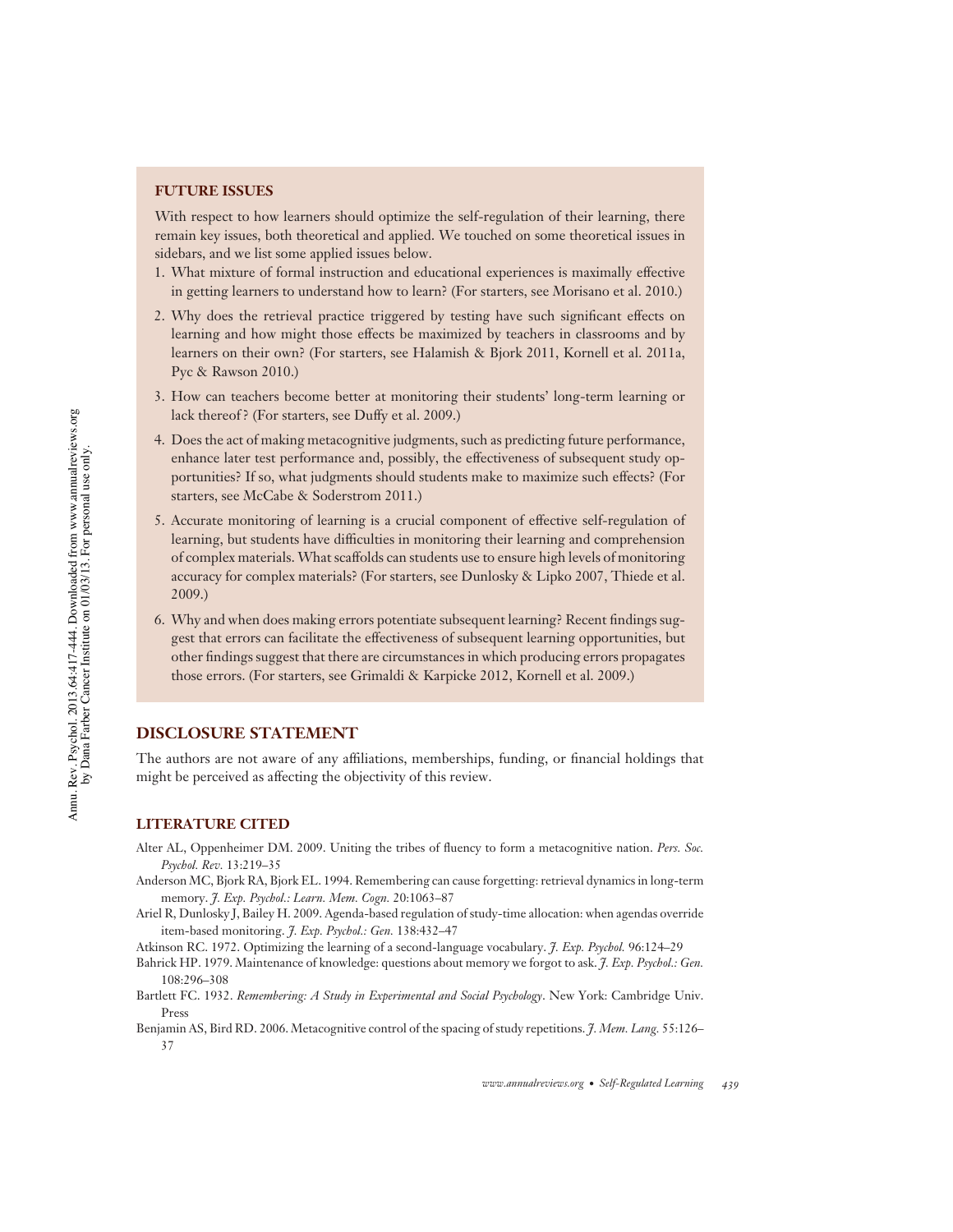## FUTURE ISSUES

With respect to how learners should optimize the self-regulation of their learning, there remain key issues, both theoretical and applied. We touched on some theoretical issues in sidebars, and we list some applied issues below.

1. What mixture of formal instruction and educational experiences is maximally effective in getting learners to understand how to learn? (For starters, see Morisano et al. 2010.)
2. Why does the retrieval practice triggered by testing have such significant effects on learning and how might those effects be maximized by teachers in classrooms and by learners on their own? (For starters, see Halamish & Bjork 2011, Kornell et al. 2011a, Pyc & Rawson 2010.)
3. How can teachers become better at monitoring their students' long-term learning or lack thereof? (For starters, see Duffy et al. 2009.)
4. Does the act of making metacognitive judgments, such as predicting future performance, enhance later test performance and, possibly, the effectiveness of subsequent study opportunities? If so, what judgments should students make to maximize such effects? (For starters, see McCabe & Soderstrom 2011.)
5. Accurate monitoring of learning is a crucial component of effective self-regulation of learning, but students have difficulties in monitoring their learning and comprehension of complex materials. What scaffolds can students use to ensure high levels of monitoring accuracy for complex materials? (For starters, see Dunlosky & Lipko 2007, Thiede et al. 2009.)
6. Why and when does making errors potentiate subsequent learning? Recent findings suggest that errors can facilitate the effectiveness of subsequent learning opportunities, but other findings suggest that there are circumstances in which producing errors propagates those errors. (For starters, see Grimaldi & Karpicke 2012, Kornell et al. 2009.)

## DISCLOSURE STATEMENT

The authors are not aware of any affiliations, memberships, funding, or financial holdings that might be perceived as affecting the objectivity of this review.

## LITERATURE CITED

Alter AL, Oppenheimer DM. 2009. Uniting the tribes of fluency to form a metacognitive nation. *Pers. Soc. Psychol. Rev.* 13:219–35

Anderson MC, Bjork RA, Bjork EL. 1994. Remembering can cause forgetting: retrieval dynamics in long-term memory. *J. Exp. Psychol.: Learn. Mem. Cogn.* 20:1063–87

Ariel R, Dunlosky J, Bailey H. 2009. Agenda-based regulation of study-time allocation: when agendas override item-based monitoring. *J. Exp. Psychol.: Gen.* 138:432–47

Atkinson RC. 1972. Optimizing the learning of a second-language vocabulary. *J. Exp. Psychol.* 96:124–29

Bahrick HP. 1979. Maintenance of knowledge: questions about memory we forgot to ask. *J. Exp. Psychol.: Gen.* 108:296–308

Bartlett FC. 1932. *Remembering: A Study in Experimental and Social Psychology*. New York: Cambridge Univ. Press

Benjamin AS, Bird RD. 2006. Metacognitive control of the spacing of study repetitions. *J. Mem. Lang.* 55:126–37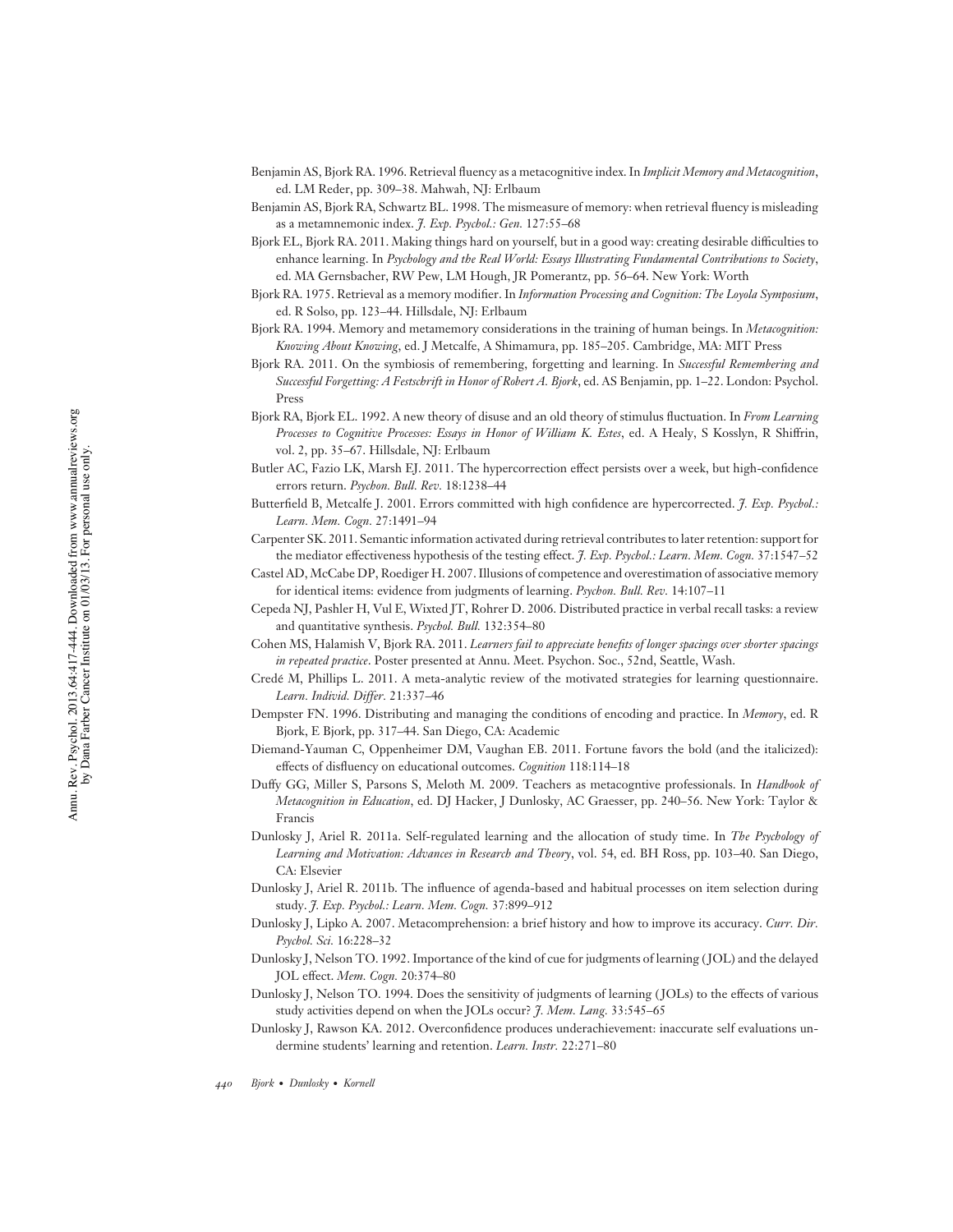Benjamin AS, Bjork RA. 1996. Retrieval fluency as a metacognitive index. In *Implicit Memory and Metacognition*, ed. LM Reder, pp. 309–38. Mahwah, NJ: Erlbaum

Benjamin AS, Bjork RA, Schwartz BL. 1998. The mismeasure of memory: when retrieval fluency is misleading as a metamnemonic index. *J. Exp. Psychol.: Gen.* 127:55–68

Bjork EL, Bjork RA. 2011. Making things hard on yourself, but in a good way: creating desirable difficulties to enhance learning. In *Psychology and the Real World: Essays Illustrating Fundamental Contributions to Society*, ed. MA Gernsbacher, RW Pew, LM Hough, JR Pomerantz, pp. 56–64. New York: Worth

Bjork RA. 1975. Retrieval as a memory modifier. In *Information Processing and Cognition: The Loyola Symposium*, ed. R Solso, pp. 123–44. Hillsdale, NJ: Erlbaum

Bjork RA. 1994. Memory and metamemory considerations in the training of human beings. In *Metacognition: Knowing About Knowing*, ed. J Metcalfe, A Shimamura, pp. 185–205. Cambridge, MA: MIT Press

Bjork RA. 2011. On the symbiosis of remembering, forgetting and learning. In *Successful Remembering and Successful Forgetting: A Festschrift in Honor of Robert A. Bjork*, ed. AS Benjamin, pp. 1–22. London: Psychol. Press

Bjork RA, Bjork EL. 1992. A new theory of disuse and an old theory of stimulus fluctuation. In *From Learning Processes to Cognitive Processes: Essays in Honor of William K. Estes*, ed. A Healy, S Kosslyn, R Shiffrin, vol. 2, pp. 35–67. Hillsdale, NJ: Erlbaum

Butler AC, Fazio LK, Marsh EJ. 2011. The hypercorrection effect persists over a week, but high-confidence errors return. *Psychon. Bull. Rev.* 18:1238–44

Butterfield B, Metcalfe J. 2001. Errors committed with high confidence are hypercorrected. *J. Exp. Psychol.: Learn. Mem. Cogn.* 27:1491–94

Carpenter SK. 2011. Semantic information activated during retrieval contributes to later retention: support for the mediator effectiveness hypothesis of the testing effect. *J. Exp. Psychol.: Learn. Mem. Cogn.* 37:1547–52

Castel AD, McCabe DP, Roediger H. 2007. Illusions of competence and overestimation of associative memory for identical items: evidence from judgments of learning. *Psychon. Bull. Rev.* 14:107–11

Cepeda NJ, Pashler H, Vul E, Wixted JT, Rohrer D. 2006. Distributed practice in verbal recall tasks: a review and quantitative synthesis. *Psychol. Bull.* 132:354–80

Cohen MS, Halamish V, Bjork RA. 2011. *Learners fail to appreciate benefits of longer spacings over shorter spacings in repeated practice*. Poster presented at Annu. Meet. Psychon. Soc., 52nd, Seattle, Wash.

Credé M, Phillips L. 2011. A meta-analytic review of the motivated strategies for learning questionnaire. *Learn. Individ. Differ.* 21:337–46

Dempster FN. 1996. Distributing and managing the conditions of encoding and practice. In *Memory*, ed. R Bjork, E Bjork, pp. 317–44. San Diego, CA: Academic

Diemand-Yauman C, Oppenheimer DM, Vaughan EB. 2011. Fortune favors the bold (and the italicized): effects of disfluency on educational outcomes. *Cognition* 118:114–18

Duffy GG, Miller S, Parsons S, Meloth M. 2009. Teachers as metacogntive professionals. In *Handbook of Metacognition in Education*, ed. DJ Hacker, J Dunlosky, AC Graesser, pp. 240–56. New York: Taylor & Francis

Dunlosky J, Ariel R. 2011a. Self-regulated learning and the allocation of study time. In *The Psychology of Learning and Motivation: Advances in Research and Theory*, vol. 54, ed. BH Ross, pp. 103–40. San Diego, CA: Elsevier

Dunlosky J, Ariel R. 2011b. The influence of agenda-based and habitual processes on item selection during study. *J. Exp. Psychol.: Learn. Mem. Cogn.* 37:899–912

Dunlosky J, Lipko A. 2007. Metacomprehension: a brief history and how to improve its accuracy. *Curr. Dir. Psychol. Sci.* 16:228–32

Dunlosky J, Nelson TO. 1992. Importance of the kind of cue for judgments of learning (JOL) and the delayed JOL effect. *Mem. Cogn.* 20:374–80

Dunlosky J, Nelson TO. 1994. Does the sensitivity of judgments of learning (JOLs) to the effects of various study activities depend on when the JOLs occur? *J. Mem. Lang.* 33:545–65

Dunlosky J, Rawson KA. 2012. Overconfidence produces underachievement: inaccurate self evaluations undermine students' learning and retention. *Learn. Instr.* 22:271–80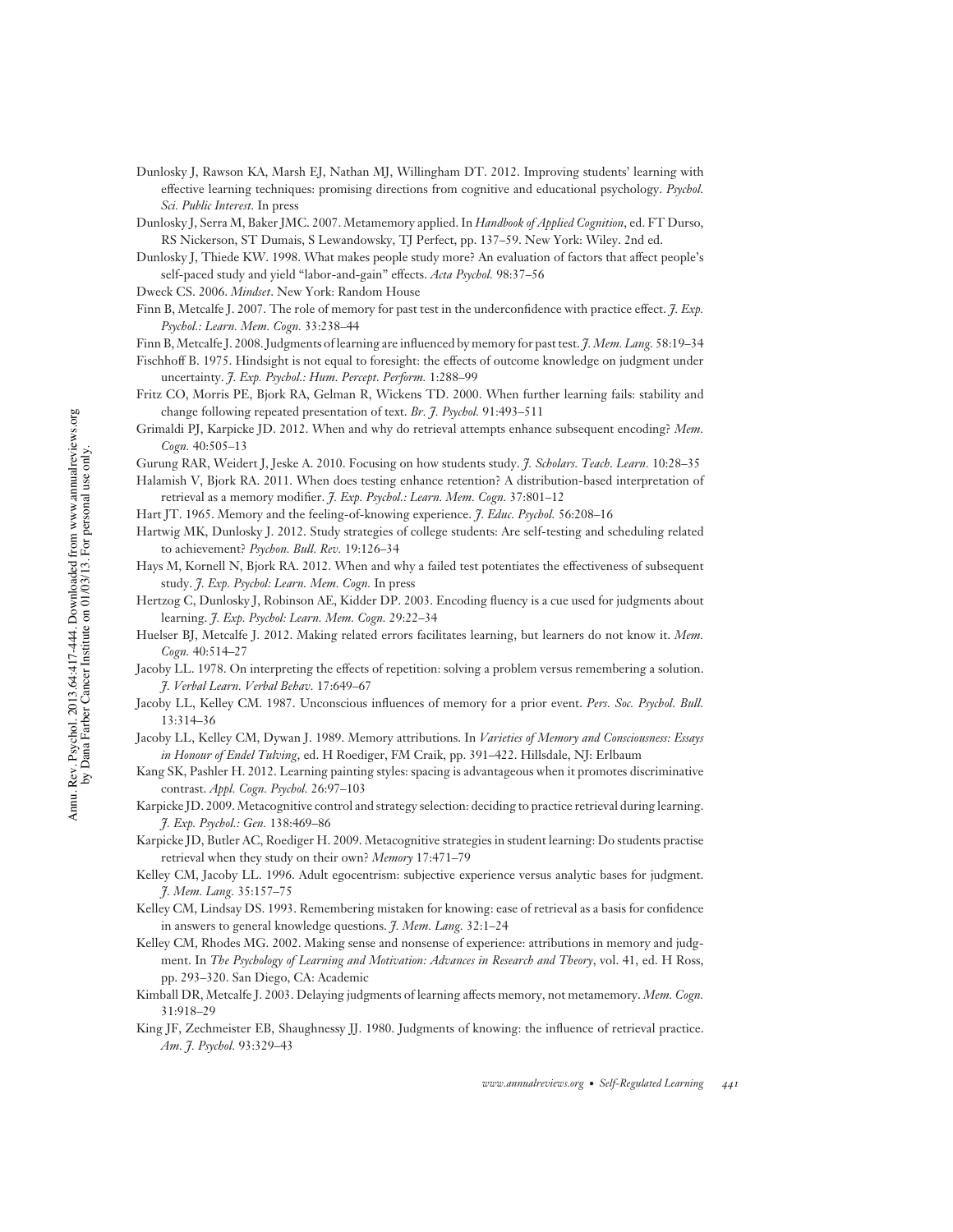Dunlosky J, Rawson KA, Marsh EJ, Nathan MJ, Willingham DT. 2012. Improving students' learning with effective learning techniques: promising directions from cognitive and educational psychology. *Psychol. Sci. Public Interest.* In press

Dunlosky J, Serra M, Baker JMC. 2007. Metamemory applied. In *Handbook of Applied Cognition*, ed. FT Durso, RS Nickerson, ST Dumais, S Lewandowsky, TJ Perfect, pp. 137–59. New York: Wiley. 2nd ed.

Dunlosky J, Thiede KW. 1998. What makes people study more? An evaluation of factors that affect people's self-paced study and yield "labor-and-gain" effects. *Acta Psychol.* 98:37–56

Dweck CS. 2006. *Mindset*. New York: Random House

Finn B, Metcalfe J. 2007. The role of memory for past test in the underconfidence with practice effect. *J. Exp. Psychol.: Learn. Mem. Cogn.* 33:238–44

Finn B, Metcalfe J. 2008. Judgments of learning are influenced by memory for past test. *J. Mem. Lang.* 58:19–34

Fischhoff B. 1975. Hindsight is not equal to foresight: the effects of outcome knowledge on judgment under uncertainty. *J. Exp. Psychol.: Hum. Percept. Perform.* 1:288–99

Fritz CO, Morris PE, Bjork RA, Gelman R, Wickens TD. 2000. When further learning fails: stability and change following repeated presentation of text. *Br. J. Psychol.* 91:493–511

Grimaldi PJ, Karpicke JD. 2012. When and why do retrieval attempts enhance subsequent encoding? *Mem. Cogn.* 40:505–13

Gurung RAR, Weidert J, Jeske A. 2010. Focusing on how students study. *J. Scholars. Teach. Learn.* 10:28–35

Halamish V, Bjork RA. 2011. When does testing enhance retention? A distribution-based interpretation of retrieval as a memory modifier. *J. Exp. Psychol.: Learn. Mem. Cogn.* 37:801–12

Hart JT. 1965. Memory and the feeling-of-knowing experience. *J. Educ. Psychol.* 56:208–16

Hartwig MK, Dunlosky J. 2012. Study strategies of college students: Are self-testing and scheduling related to achievement? *Psychon. Bull. Rev.* 19:126–34

Hays M, Kornell N, Bjork RA. 2012. When and why a failed test potentiates the effectiveness of subsequent study. *J. Exp. Psychol: Learn. Mem. Cogn.* In press

Hertzog C, Dunlosky J, Robinson AE, Kidder DP. 2003. Encoding fluency is a cue used for judgments about learning. *J. Exp. Psychol: Learn. Mem. Cogn.* 29:22–34

Huelser BJ, Metcalfe J. 2012. Making related errors facilitates learning, but learners do not know it. *Mem. Cogn.* 40:514–27

Jacoby LL. 1978. On interpreting the effects of repetition: solving a problem versus remembering a solution. *J. Verbal Learn. Verbal Behav.* 17:649–67

Jacoby LL, Kelley CM. 1987. Unconscious influences of memory for a prior event. *Pers. Soc. Psychol. Bull.* 13:314–36

Jacoby LL, Kelley CM, Dywan J. 1989. Memory attributions. In *Varieties of Memory and Consciousness: Essays in Honour of Endel Tulving*, ed. H Roediger, FM Craik, pp. 391–422. Hillsdale, NJ: Erlbaum

Kang SK, Pashler H. 2012. Learning painting styles: spacing is advantageous when it promotes discriminative contrast. *Appl. Cogn. Psychol.* 26:97–103

Karpicke JD. 2009. Metacognitive control and strategy selection: deciding to practice retrieval during learning. *J. Exp. Psychol.: Gen.* 138:469–86

Karpicke JD, Butler AC, Roediger H. 2009. Metacognitive strategies in student learning: Do students practise retrieval when they study on their own? *Memory* 17:471–79

Kelley CM, Jacoby LL. 1996. Adult egocentrism: subjective experience versus analytic bases for judgment. *J. Mem. Lang.* 35:157–75

Kelley CM, Lindsay DS. 1993. Remembering mistaken for knowing: ease of retrieval as a basis for confidence in answers to general knowledge questions. *J. Mem. Lang.* 32:1–24

Kelley CM, Rhodes MG. 2002. Making sense and nonsense of experience: attributions in memory and judgment. In *The Psychology of Learning and Motivation: Advances in Research and Theory*, vol. 41, ed. H Ross, pp. 293–320. San Diego, CA: Academic

Kimball DR, Metcalfe J. 2003. Delaying judgments of learning affects memory, not metamemory. *Mem. Cogn.* 31:918–29

King JF, Zechmeister EB, Shaughnessy JJ. 1980. Judgments of knowing: the influence of retrieval practice. *Am. J. Psychol.* 93:329–43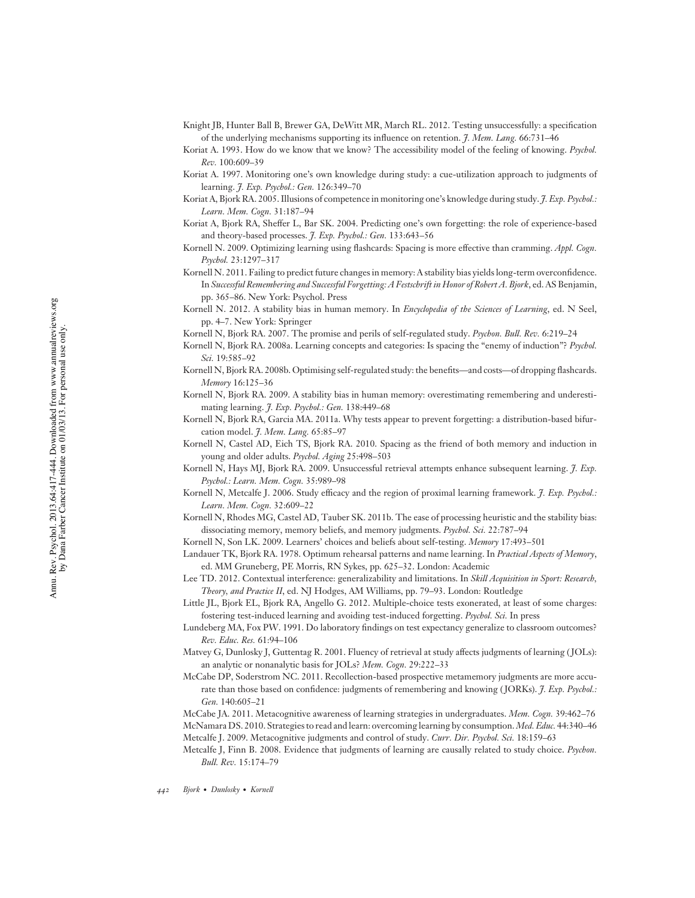Knight JB, Hunter Ball B, Brewer GA, DeWitt MR, March RL. 2012. Testing unsuccessfully: a specification of the underlying mechanisms supporting its influence on retention. *J. Mem. Lang.* 66:731–46

Koriat A. 1993. How do we know that we know? The accessibility model of the feeling of knowing. *Psychol. Rev.* 100:609–39

Koriat A. 1997. Monitoring one's own knowledge during study: a cue-utilization approach to judgments of learning. *J. Exp. Psychol.: Gen.* 126:349–70

Koriat A, Bjork RA. 2005. Illusions of competence in monitoring one's knowledge during study. *J. Exp. Psychol.: Learn. Mem. Cogn.* 31:187–94

Koriat A, Bjork RA, Sheffer L, Bar SK. 2004. Predicting one's own forgetting: the role of experience-based and theory-based processes. *J. Exp. Psychol.: Gen.* 133:643–56

Kornell N. 2009. Optimizing learning using flashcards: Spacing is more effective than cramming. *Appl. Cogn. Psychol.* 23:1297–317

Kornell N. 2011. Failing to predict future changes in memory: A stability bias yields long-term overconfidence. In *Successful Remembering and Successful Forgetting: A Festschrift in Honor of Robert A. Bjork*, ed. AS Benjamin, pp. 365–86. New York: Psychol. Press

Kornell N. 2012. A stability bias in human memory. In *Encyclopedia of the Sciences of Learning*, ed. N Seel, pp. 4–7. New York: Springer

Kornell N, Bjork RA. 2007. The promise and perils of self-regulated study. *Psychon. Bull. Rev.* 6:219–24

Kornell N, Bjork RA. 2008a. Learning concepts and categories: Is spacing the "enemy of induction"? *Psychol. Sci.* 19:585–92

Kornell N, Bjork RA. 2008b. Optimising self-regulated study: the benefits—and costs—of dropping flashcards. *Memory* 16:125–36

Kornell N, Bjork RA. 2009. A stability bias in human memory: overestimating remembering and underestimating learning. *J. Exp. Psychol.: Gen.* 138:449–68

Kornell N, Bjork RA, Garcia MA. 2011a. Why tests appear to prevent forgetting: a distribution-based bifurcation model. *J. Mem. Lang.* 65:85–97

Kornell N, Castel AD, Eich TS, Bjork RA. 2010. Spacing as the friend of both memory and induction in young and older adults. *Psychol. Aging* 25:498–503

Kornell N, Hays MJ, Bjork RA. 2009. Unsuccessful retrieval attempts enhance subsequent learning. *J. Exp. Psychol.: Learn. Mem. Cogn.* 35:989–98

Kornell N, Metcalfe J. 2006. Study efficacy and the region of proximal learning framework. *J. Exp. Psychol.: Learn. Mem. Cogn.* 32:609–22

Kornell N, Rhodes MG, Castel AD, Tauber SK. 2011b. The ease of processing heuristic and the stability bias: dissociating memory, memory beliefs, and memory judgments. *Psychol. Sci.* 22:787–94

Kornell N, Son LK. 2009. Learners' choices and beliefs about self-testing. *Memory* 17:493–501

Landauer TK, Bjork RA. 1978. Optimum rehearsal patterns and name learning. In *Practical Aspects of Memory*, ed. MM Gruneberg, PE Morris, RN Sykes, pp. 625–32. London: Academic

Lee TD. 2012. Contextual interference: generalizability and limitations. In *Skill Acquisition in Sport: Research, Theory, and Practice II*, ed. NJ Hodges, AM Williams, pp. 79–93. London: Routledge

Little JL, Bjork EL, Bjork RA, Angello G. 2012. Multiple-choice tests exonerated, at least of some charges: fostering test-induced learning and avoiding test-induced forgetting. *Psychol. Sci.* In press

Lundeberg MA, Fox PW. 1991. Do laboratory findings on test expectancy generalize to classroom outcomes? *Rev. Educ. Res.* 61:94–106

Matvey G, Dunlosky J, Guttentag R. 2001. Fluency of retrieval at study affects judgments of learning (JOLs): an analytic or nonanalytic basis for JOLs? *Mem. Cogn.* 29:222–33

McCabe DP, Soderstrom NC. 2011. Recollection-based prospective metamemory judgments are more accurate than those based on confidence: judgments of remembering and knowing (JORKs). *J. Exp. Psychol.: Gen.* 140:605–21

McCabe JA. 2011. Metacognitive awareness of learning strategies in undergraduates. *Mem. Cogn.* 39:462–76

McNamara DS. 2010. Strategies to read and learn: overcoming learning by consumption. *Med. Educ.* 44:340–46

Metcalfe J. 2009. Metacognitive judgments and control of study. *Curr. Dir. Psychol. Sci.* 18:159–63

Metcalfe J, Finn B. 2008. Evidence that judgments of learning are causally related to study choice. *Psychon. Bull. Rev.* 15:174–79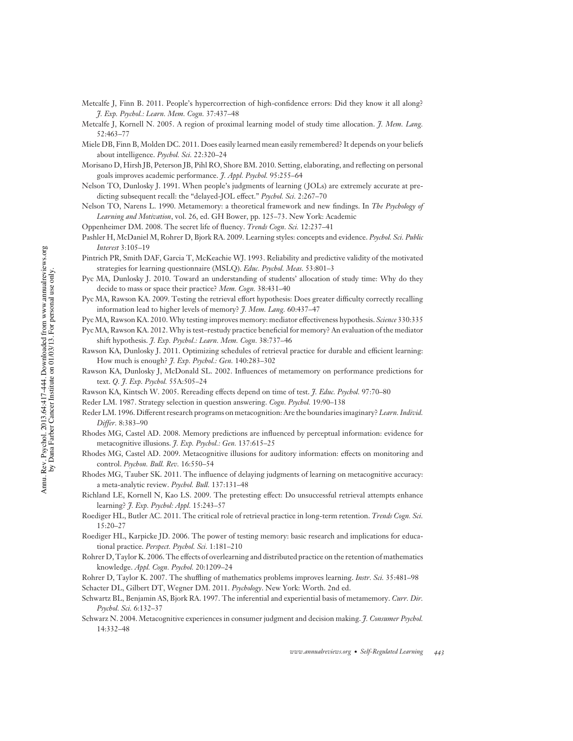Metcalfe J, Finn B. 2011. People's hypercorrection of high-confidence errors: Did they know it all along? *J. Exp. Psychol.: Learn. Mem. Cogn.* 37:437–48

Metcalfe J, Kornell N. 2005. A region of proximal learning model of study time allocation. *J. Mem. Lang.* 52:463–77

Miele DB, Finn B, Molden DC. 2011. Does easily learned mean easily remembered? It depends on your beliefs about intelligence. *Psychol. Sci.* 22:320–24

Morisano D, Hirsh JB, Peterson JB, Pihl RO, Shore BM. 2010. Setting, elaborating, and reflecting on personal goals improves academic performance. *J. Appl. Psychol.* 95:255–64

Nelson TO, Dunlosky J. 1991. When people's judgments of learning (JOLs) are extremely accurate at predicting subsequent recall: the "delayed-JOL effect." *Psychol. Sci.* 2:267–70

Nelson TO, Narens L. 1990. Metamemory: a theoretical framework and new findings. In *The Psychology of Learning and Motivation*, vol. 26, ed. GH Bower, pp. 125–73. New York: Academic

Oppenheimer DM. 2008. The secret life of fluency. *Trends Cogn. Sci.* 12:237–41

Pashler H, McDaniel M, Rohrer D, Bjork RA. 2009. Learning styles: concepts and evidence. *Psychol. Sci. Public Interest* 3:105–19

Pintrich PR, Smith DAF, Garcia T, McKeachie WJ. 1993. Reliability and predictive validity of the motivated strategies for learning questionnaire (MSLQ). *Educ. Psychol. Meas.* 53:801–3

Pyc MA, Dunlosky J. 2010. Toward an understanding of students' allocation of study time: Why do they decide to mass or space their practice? *Mem. Cogn.* 38:431–40

Pyc MA, Rawson KA. 2009. Testing the retrieval effort hypothesis: Does greater difficulty correctly recalling information lead to higher levels of memory? *J. Mem. Lang.* 60:437–47

Pyc MA, Rawson KA. 2010. Why testing improves memory: mediator effectiveness hypothesis. *Science* 330:335

Pyc MA, Rawson KA. 2012. Why is test–restudy practice beneficial for memory? An evaluation of the mediator shift hypothesis. *J. Exp. Psychol.: Learn. Mem. Cogn.* 38:737–46

Rawson KA, Dunlosky J. 2011. Optimizing schedules of retrieval practice for durable and efficient learning: How much is enough? *J. Exp. Psychol.: Gen.* 140:283–302

Rawson KA, Dunlosky J, McDonald SL. 2002. Influences of metamemory on performance predictions for text. *Q. J. Exp. Psychol.* 55A:505–24

Rawson KA, Kintsch W. 2005. Rereading effects depend on time of test. *J. Educ. Psychol.* 97:70–80

Reder LM. 1987. Strategy selection in question answering. *Cogn. Psychol.* 19:90–138

Reder LM. 1996. Different research programs on metacognition: Are the boundaries imaginary? *Learn. Individ. Differ.* 8:383–90

Rhodes MG, Castel AD. 2008. Memory predictions are influenced by perceptual information: evidence for metacognitive illusions. *J. Exp. Psychol.: Gen.* 137:615–25

Rhodes MG, Castel AD. 2009. Metacognitive illusions for auditory information: effects on monitoring and control. *Psychon. Bull. Rev.* 16:550–54

Rhodes MG, Tauber SK. 2011. The influence of delaying judgments of learning on metacognitive accuracy: a meta-analytic review. *Psychol. Bull.* 137:131–48

Richland LE, Kornell N, Kao LS. 2009. The pretesting effect: Do unsuccessful retrieval attempts enhance learning? *J. Exp. Psychol: Appl.* 15:243–57

Roediger HL, Butler AC. 2011. The critical role of retrieval practice in long-term retention. *Trends Cogn. Sci.* 15:20–27

Roediger HL, Karpicke JD. 2006. The power of testing memory: basic research and implications for educational practice. *Perspect. Psychol. Sci.* 1:181–210

Rohrer D, Taylor K. 2006. The effects of overlearning and distributed practice on the retention of mathematics knowledge. *Appl. Cogn. Psychol.* 20:1209–24

Rohrer D, Taylor K. 2007. The shuffling of mathematics problems improves learning. *Instr. Sci.* 35:481–98

Schacter DL, Gilbert DT, Wegner DM. 2011. *Psychology*. New York: Worth. 2nd ed.

Schwartz BL, Benjamin AS, Bjork RA. 1997. The inferential and experiential basis of metamemory. *Curr. Dir. Psychol. Sci.* 6:132–37

Schwarz N. 2004. Metacognitive experiences in consumer judgment and decision making. *J. Consumer Psychol.* 14:332–48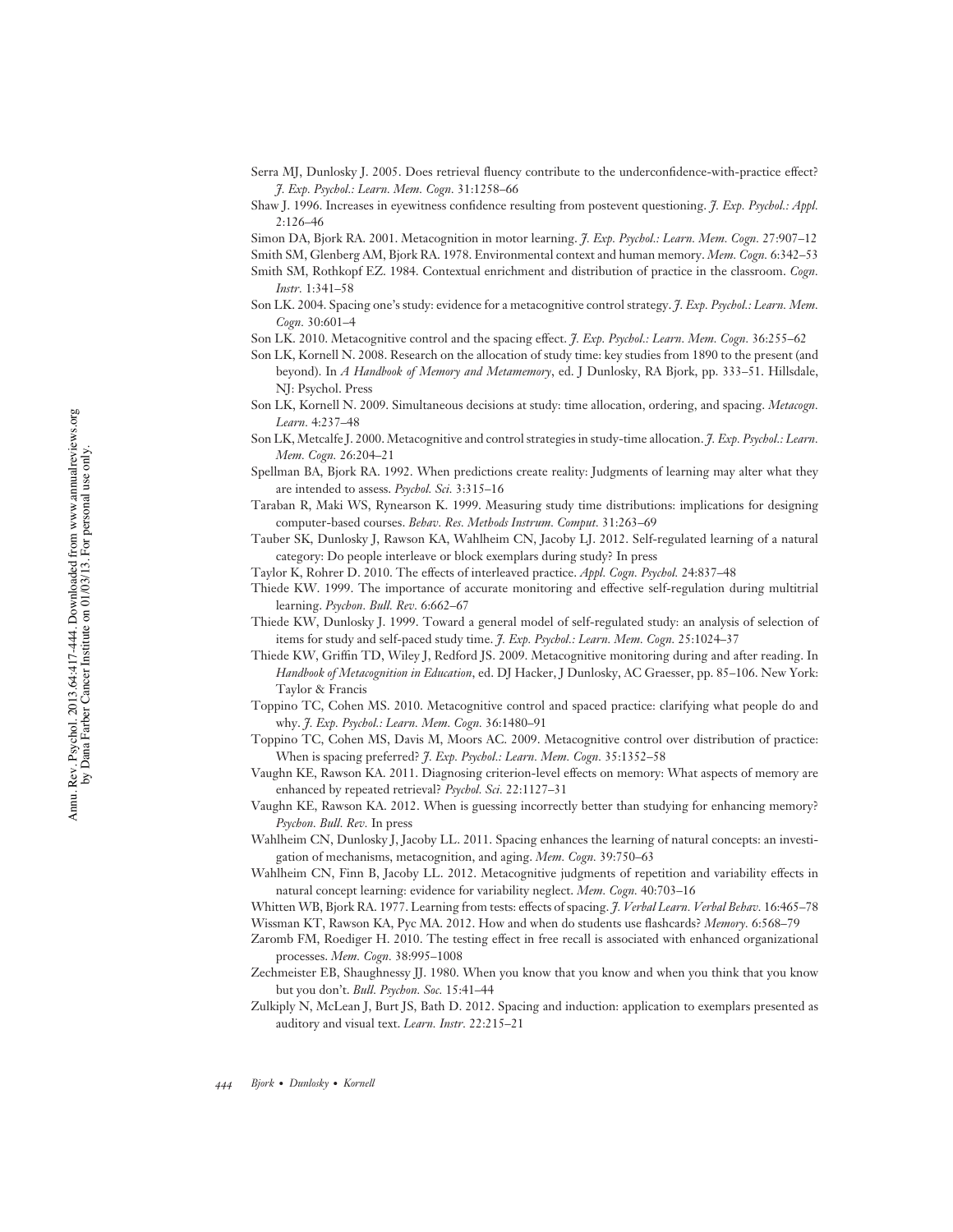Serra MJ, Dunlosky J. 2005. Does retrieval fluency contribute to the underconfidence-with-practice effect? *J. Exp. Psychol.: Learn. Mem. Cogn.* 31:1258–66

Shaw J. 1996. Increases in eyewitness confidence resulting from postevent questioning. *J. Exp. Psychol.: Appl.* 2:126–46

Simon DA, Bjork RA. 2001. Metacognition in motor learning. *J. Exp. Psychol.: Learn. Mem. Cogn.* 27:907–12

Smith SM, Glenberg AM, Bjork RA. 1978. Environmental context and human memory. *Mem. Cogn.* 6:342–53

Smith SM, Rothkopf EZ. 1984. Contextual enrichment and distribution of practice in the classroom. *Cogn. Instr.* 1:341–58

Son LK. 2004. Spacing one's study: evidence for a metacognitive control strategy. *J. Exp. Psychol.: Learn. Mem. Cogn.* 30:601–4

Son LK. 2010. Metacognitive control and the spacing effect. *J. Exp. Psychol.: Learn. Mem. Cogn.* 36:255–62

Son LK, Kornell N. 2008. Research on the allocation of study time: key studies from 1890 to the present (and beyond). In *A Handbook of Memory and Metamemory*, ed. J Dunlosky, RA Bjork, pp. 333–51. Hillsdale, NJ: Psychol. Press

Son LK, Kornell N. 2009. Simultaneous decisions at study: time allocation, ordering, and spacing. *Metacogn. Learn.* 4:237–48

Son LK, Metcalfe J. 2000. Metacognitive and control strategies in study-time allocation. *J. Exp. Psychol.: Learn. Mem. Cogn.* 26:204–21

Spellman BA, Bjork RA. 1992. When predictions create reality: Judgments of learning may alter what they are intended to assess. *Psychol. Sci.* 3:315–16

Taraban R, Maki WS, Rynearson K. 1999. Measuring study time distributions: implications for designing computer-based courses. *Behav. Res. Methods Instrum. Comput.* 31:263–69

Tauber SK, Dunlosky J, Rawson KA, Wahlheim CN, Jacoby LJ. 2012. Self-regulated learning of a natural category: Do people interleave or block exemplars during study? In press

Taylor K, Rohrer D. 2010. The effects of interleaved practice. *Appl. Cogn. Psychol.* 24:837–48

Thiede KW. 1999. The importance of accurate monitoring and effective self-regulation during multitrial learning. *Psychon. Bull. Rev.* 6:662–67

Thiede KW, Dunlosky J. 1999. Toward a general model of self-regulated study: an analysis of selection of items for study and self-paced study time. *J. Exp. Psychol.: Learn. Mem. Cogn.* 25:1024–37

Thiede KW, Griffin TD, Wiley J, Redford JS. 2009. Metacognitive monitoring during and after reading. In *Handbook of Metacognition in Education*, ed. DJ Hacker, J Dunlosky, AC Graesser, pp. 85–106. New York: Taylor & Francis

Toppino TC, Cohen MS. 2010. Metacognitive control and spaced practice: clarifying what people do and why. *J. Exp. Psychol.: Learn. Mem. Cogn.* 36:1480–91

Toppino TC, Cohen MS, Davis M, Moors AC. 2009. Metacognitive control over distribution of practice: When is spacing preferred? *J. Exp. Psychol.: Learn. Mem. Cogn.* 35:1352–58

Vaughn KE, Rawson KA. 2011. Diagnosing criterion-level effects on memory: What aspects of memory are enhanced by repeated retrieval? *Psychol. Sci.* 22:1127–31

Vaughn KE, Rawson KA. 2012. When is guessing incorrectly better than studying for enhancing memory? *Psychon. Bull. Rev.* In press

Wahlheim CN, Dunlosky J, Jacoby LL. 2011. Spacing enhances the learning of natural concepts: an investigation of mechanisms, metacognition, and aging. *Mem. Cogn.* 39:750–63

Wahlheim CN, Finn B, Jacoby LL. 2012. Metacognitive judgments of repetition and variability effects in natural concept learning: evidence for variability neglect. *Mem. Cogn.* 40:703–16

Whitten WB, Bjork RA. 1977. Learning from tests: effects of spacing. *J. Verbal Learn. Verbal Behav.* 16:465–78

Wissman KT, Rawson KA, Pyc MA. 2012. How and when do students use flashcards? *Memory.* 6:568–79

Zaromb FM, Roediger H. 2010. The testing effect in free recall is associated with enhanced organizational processes. *Mem. Cogn.* 38:995–1008

Zechmeister EB, Shaughnessy JJ. 1980. When you know that you know and when you think that you know but you don't. *Bull. Psychon. Soc.* 15:41–44

Zulkiply N, McLean J, Burt JS, Bath D. 2012. Spacing and induction: application to exemplars presented as auditory and visual text. *Learn. Instr.* 22:215–21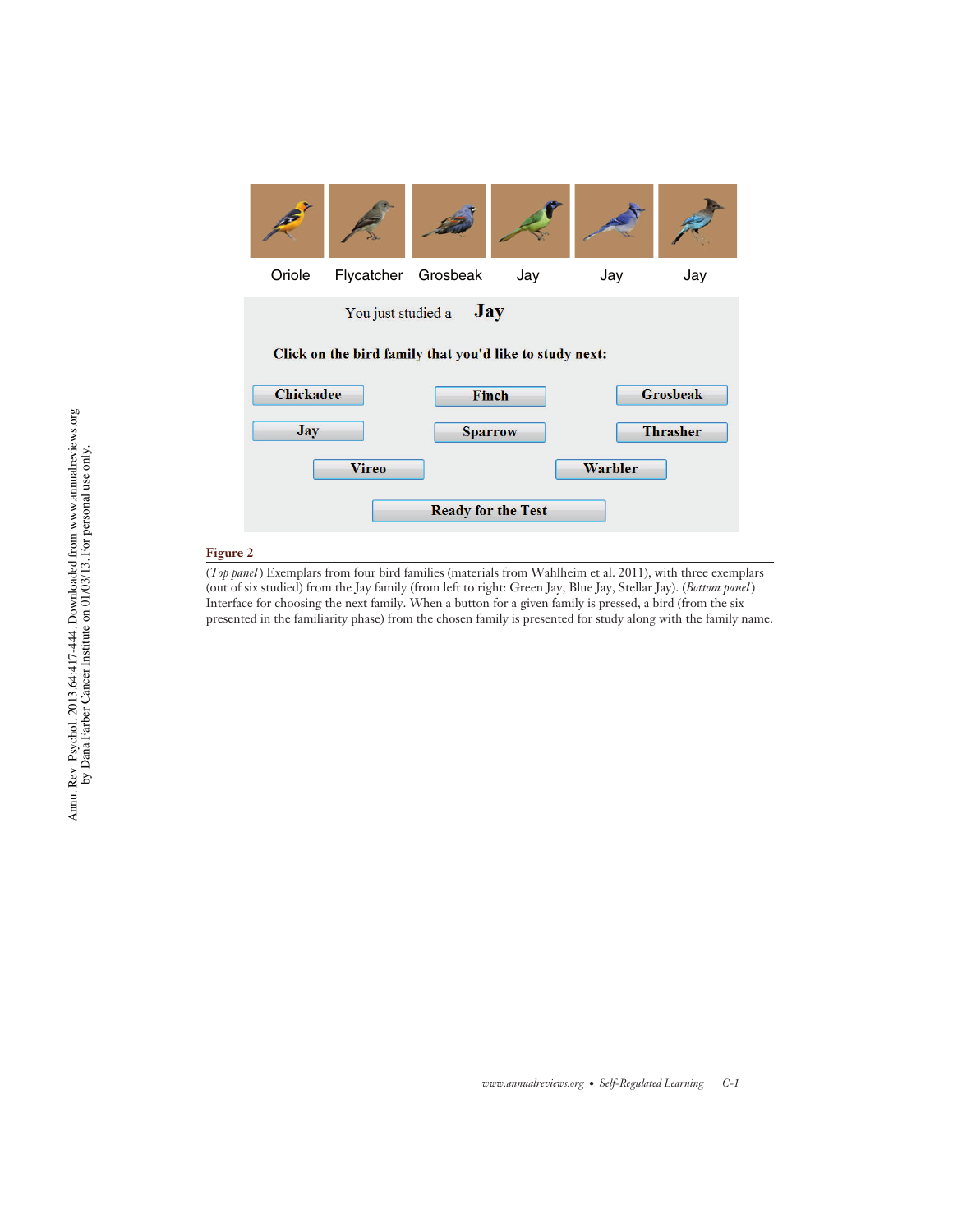Oriole
Flycatcher
Grosbeak
Jay
Jay
Jay

You just studied a **Jay**

**Click on the bird family that you'd like to study next:**

Chickadee
Finch
Grosbeak
Jay
Sparrow
Thrasher
Vireo
Warbler
Ready for the Test

**Figure 2**

(*Top panel*) Exemplars from four bird families (materials from Wahlheim et al. 2011), with three exemplars (out of six studied) from the Jay family (from left to right: Green Jay, Blue Jay, Stellar Jay). (*Bottom panel*) Interface for choosing the next family. When a button for a given family is pressed, a bird (from the six presented in the familiarity phase) from the chosen family is presented for study along with the family name.